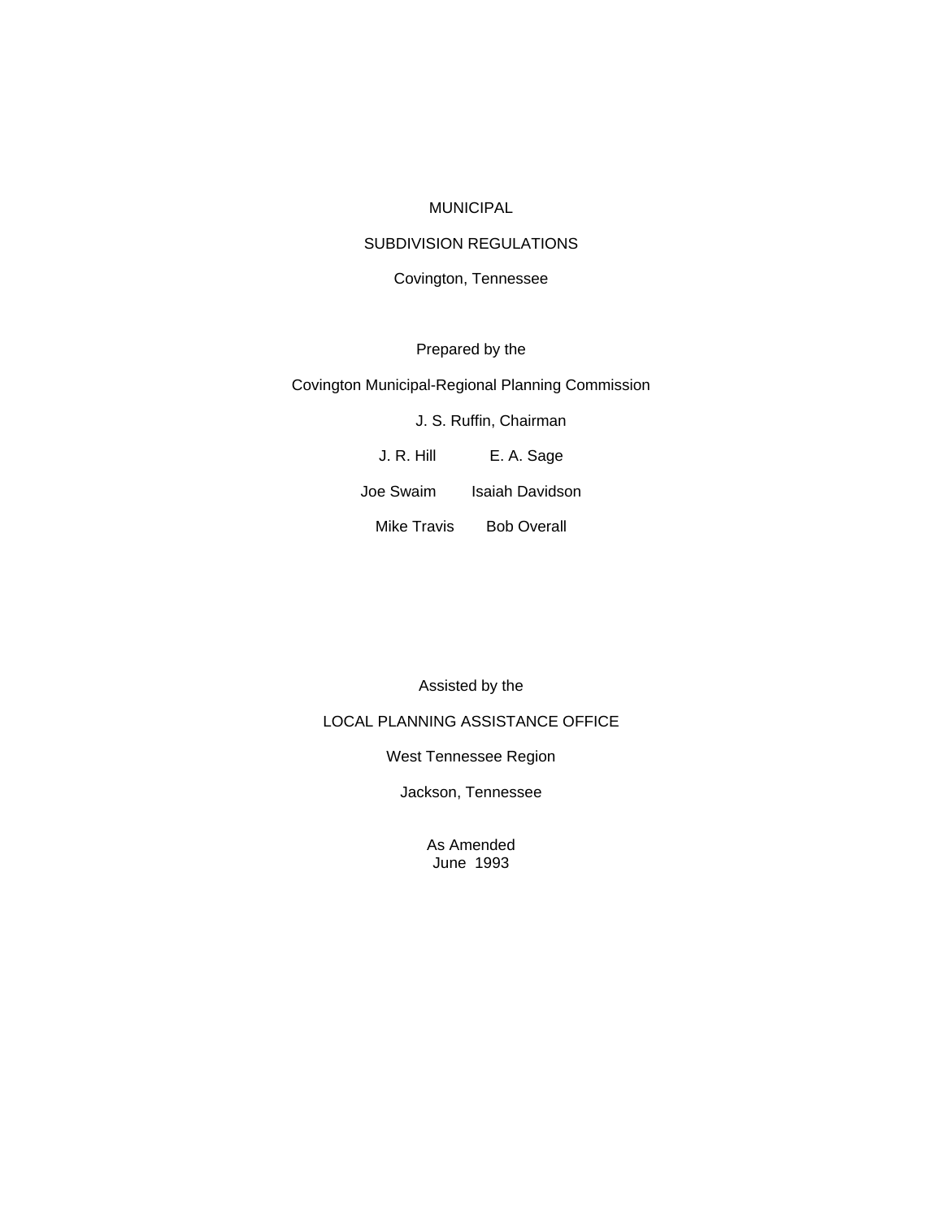# MUNICIPAL

# SUBDIVISION REGULATIONS

Covington, Tennessee

Prepared by the

Covington Municipal-Regional Planning Commission

J. S. Ruffin, Chairman

J. R. Hill E. A. Sage

Joe Swaim Isaiah Davidson

Mike Travis Bob Overall

Assisted by the

LOCAL PLANNING ASSISTANCE OFFICE

West Tennessee Region

Jackson, Tennessee

As Amended
June 1993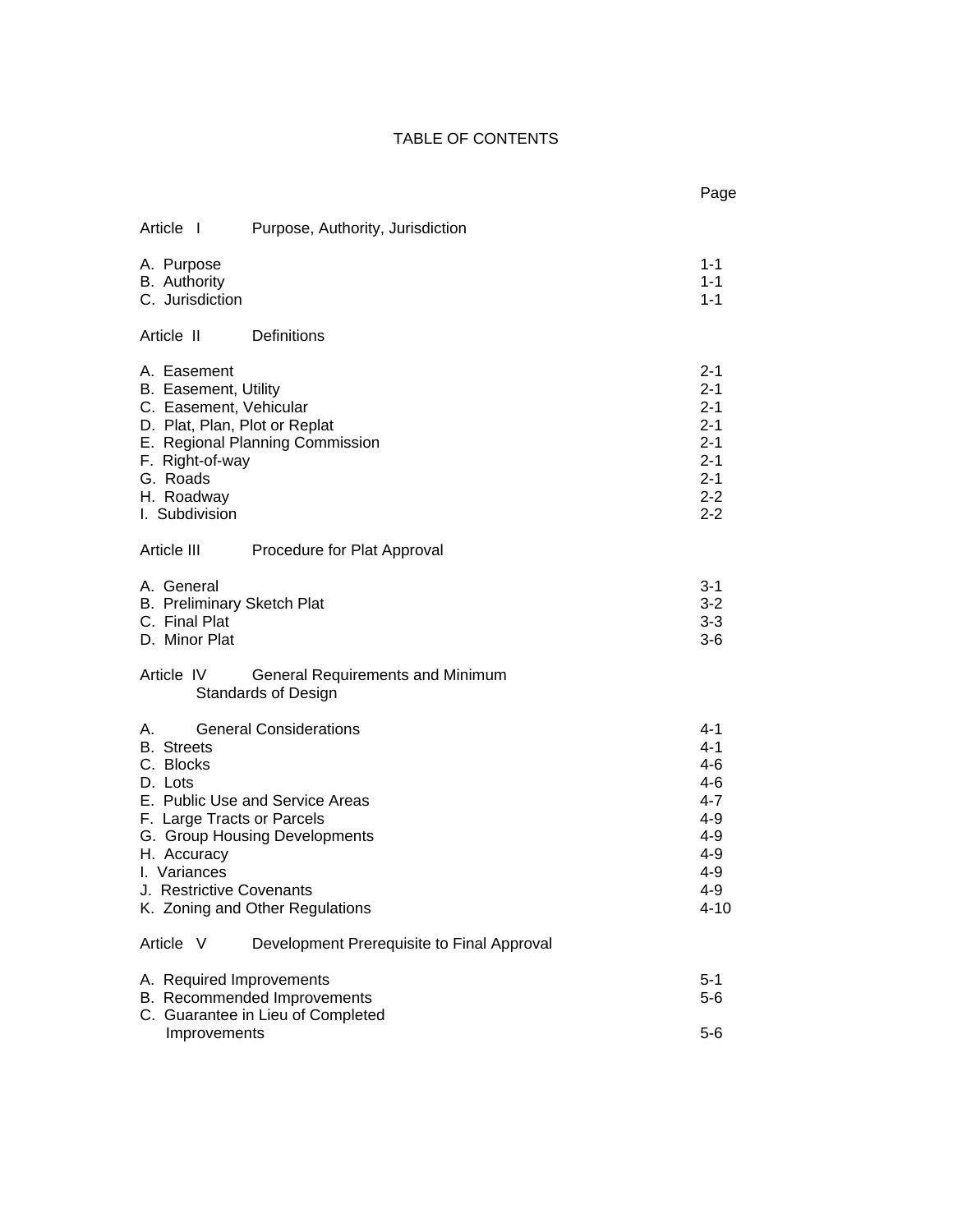# TABLE OF CONTENTS

| | Page |
|---|---|
| **Article I** Purpose, Authority, Jurisdiction | |
| A. Purpose | 1-1 |
| B. Authority | 1-1 |
| C. Jurisdiction | 1-1 |
| **Article II** Definitions | |
| A. Easement | 2-1 |
| B. Easement, Utility | 2-1 |
| C. Easement, Vehicular | 2-1 |
| D. Plat, Plan, Plot or Replat | 2-1 |
| E. Regional Planning Commission | 2-1 |
| F. Right-of-way | 2-1 |
| G. Roads | 2-1 |
| H. Roadway | 2-2 |
| I. Subdivision | 2-2 |
| **Article III** Procedure for Plat Approval | |
| A. General | 3-1 |
| B. Preliminary Sketch Plat | 3-2 |
| C. Final Plat | 3-3 |
| D. Minor Plat | 3-6 |
| **Article IV** General Requirements and Minimum Standards of Design | |
| A. General Considerations | 4-1 |
| B. Streets | 4-1 |
| C. Blocks | 4-6 |
| D. Lots | 4-6 |
| E. Public Use and Service Areas | 4-7 |
| F. Large Tracts or Parcels | 4-9 |
| G. Group Housing Developments | 4-9 |
| H. Accuracy | 4-9 |
| I. Variances | 4-9 |
| J. Restrictive Covenants | 4-9 |
| K. Zoning and Other Regulations | 4-10 |
| **Article V** Development Prerequisite to Final Approval | |
| A. Required Improvements | 5-1 |
| B. Recommended Improvements | 5-6 |
| C. Guarantee in Lieu of Completed Improvements | 5-6 |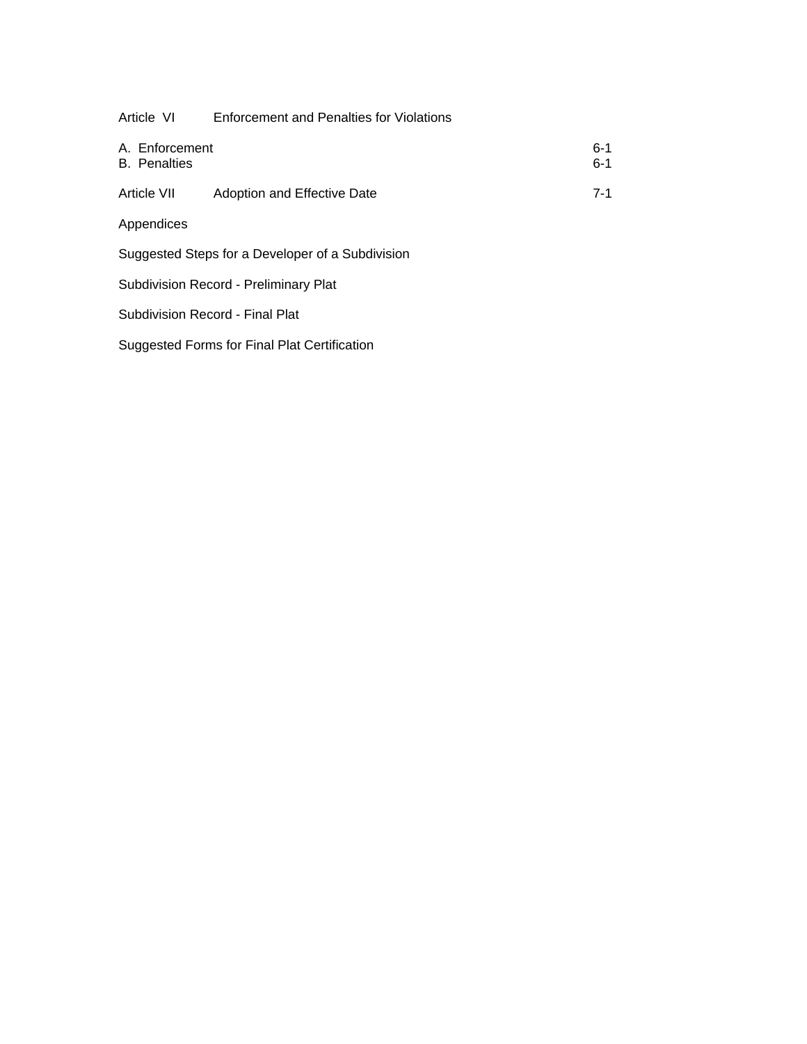| | | |
|---|---|---|
| Article VI | Enforcement and Penalties for Violations | |
| A. Enforcement | | 6-1 |
| B. Penalties | | 6-1 |
| Article VII | Adoption and Effective Date | 7-1 |

Appendices

Suggested Steps for a Developer of a Subdivision

Subdivision Record - Preliminary Plat

Subdivision Record - Final Plat

Suggested Forms for Final Plat Certification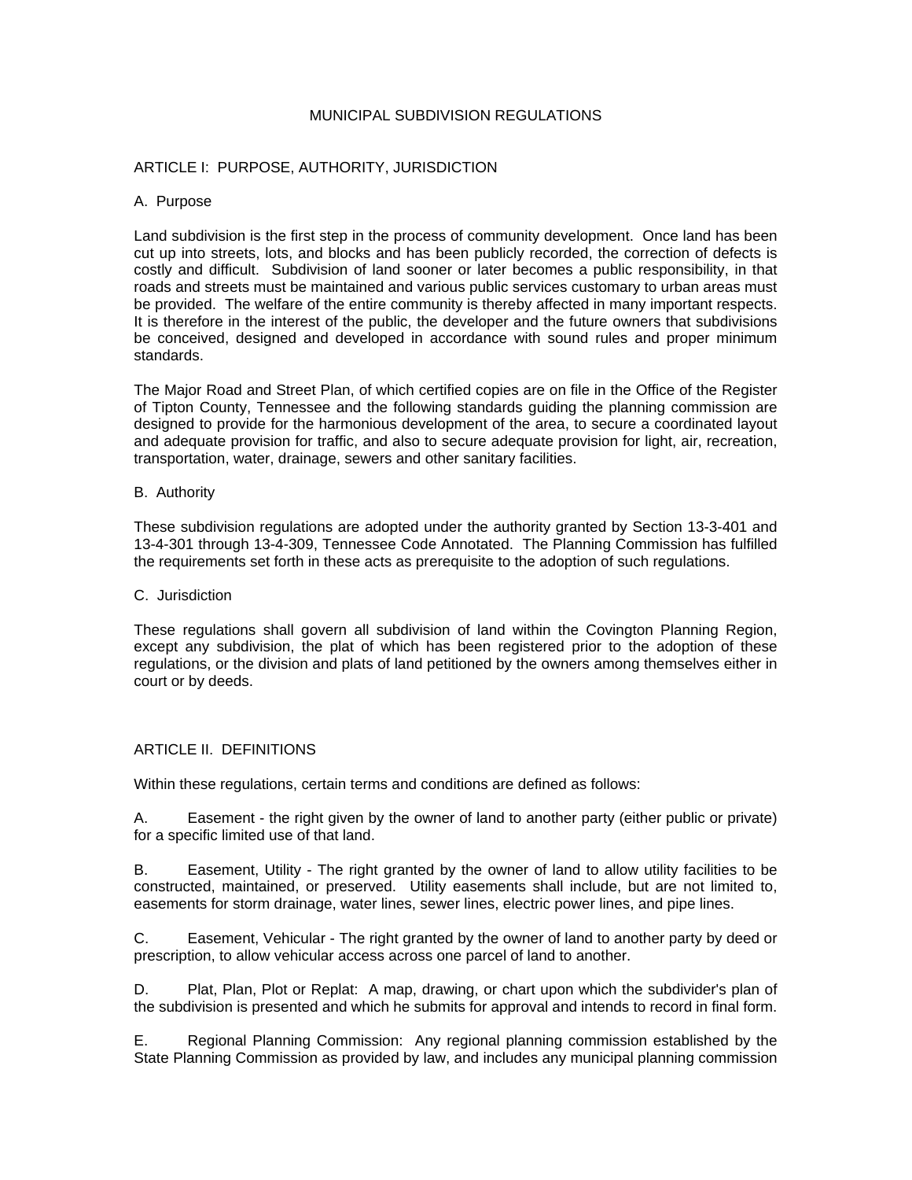# MUNICIPAL SUBDIVISION REGULATIONS

## ARTICLE I: PURPOSE, AUTHORITY, JURISDICTION

### A. Purpose

Land subdivision is the first step in the process of community development. Once land has been cut up into streets, lots, and blocks and has been publicly recorded, the correction of defects is costly and difficult. Subdivision of land sooner or later becomes a public responsibility, in that roads and streets must be maintained and various public services customary to urban areas must be provided. The welfare of the entire community is thereby affected in many important respects. It is therefore in the interest of the public, the developer and the future owners that subdivisions be conceived, designed and developed in accordance with sound rules and proper minimum standards.

The Major Road and Street Plan, of which certified copies are on file in the Office of the Register of Tipton County, Tennessee and the following standards guiding the planning commission are designed to provide for the harmonious development of the area, to secure a coordinated layout and adequate provision for traffic, and also to secure adequate provision for light, air, recreation, transportation, water, drainage, sewers and other sanitary facilities.

### B. Authority

These subdivision regulations are adopted under the authority granted by Section 13-3-401 and 13-4-301 through 13-4-309, Tennessee Code Annotated. The Planning Commission has fulfilled the requirements set forth in these acts as prerequisite to the adoption of such regulations.

### C. Jurisdiction

These regulations shall govern all subdivision of land within the Covington Planning Region, except any subdivision, the plat of which has been registered prior to the adoption of these regulations, or the division and plats of land petitioned by the owners among themselves either in court or by deeds.

## ARTICLE II. DEFINITIONS

Within these regulations, certain terms and conditions are defined as follows:

A. Easement - the right given by the owner of land to another party (either public or private) for a specific limited use of that land.

B. Easement, Utility - The right granted by the owner of land to allow utility facilities to be constructed, maintained, or preserved. Utility easements shall include, but are not limited to, easements for storm drainage, water lines, sewer lines, electric power lines, and pipe lines.

C. Easement, Vehicular - The right granted by the owner of land to another party by deed or prescription, to allow vehicular access across one parcel of land to another.

D. Plat, Plan, Plot or Replat: A map, drawing, or chart upon which the subdivider's plan of the subdivision is presented and which he submits for approval and intends to record in final form.

E. Regional Planning Commission: Any regional planning commission established by the State Planning Commission as provided by law, and includes any municipal planning commission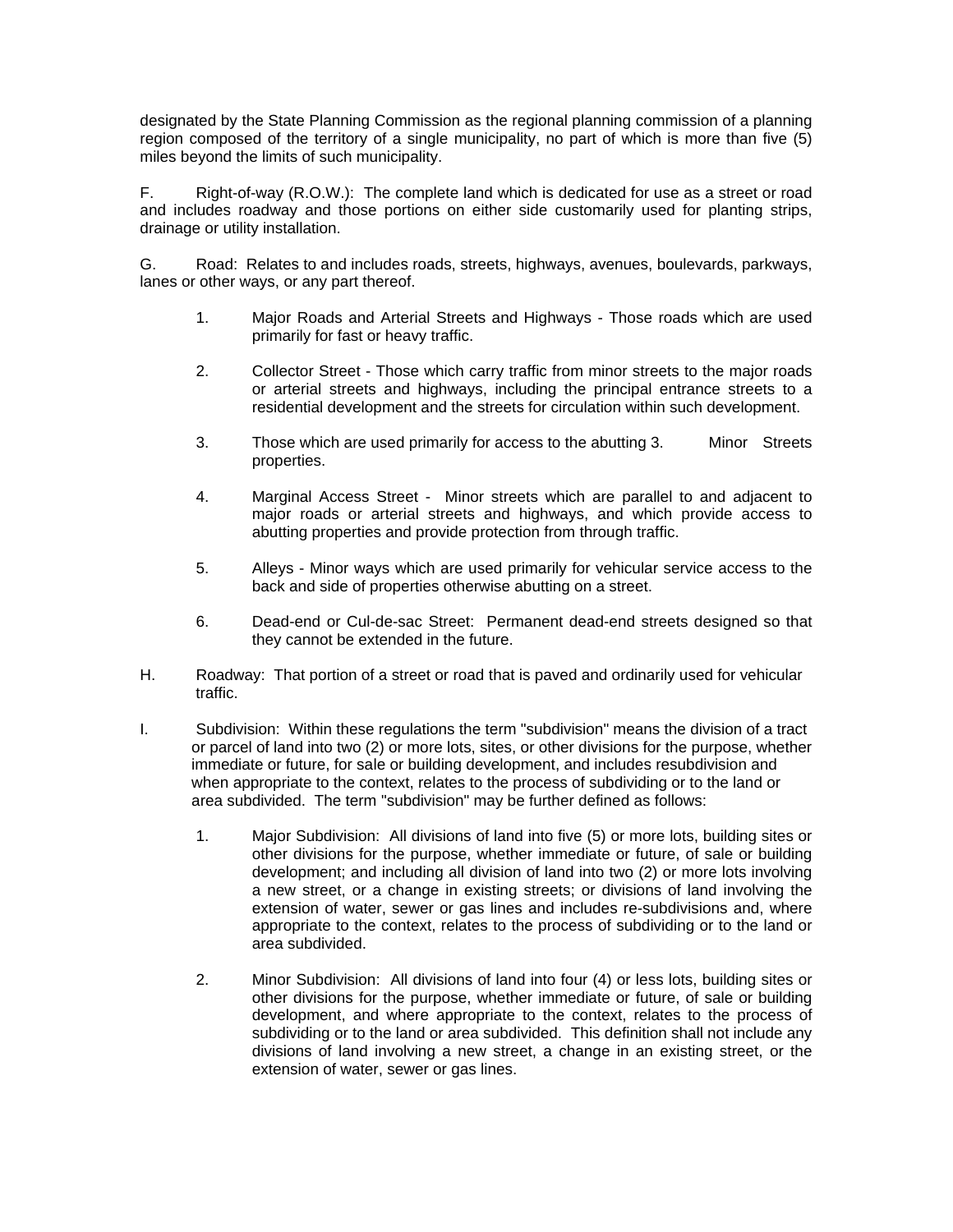designated by the State Planning Commission as the regional planning commission of a planning region composed of the territory of a single municipality, no part of which is more than five (5) miles beyond the limits of such municipality.

F. Right-of-way (R.O.W.): The complete land which is dedicated for use as a street or road and includes roadway and those portions on either side customarily used for planting strips, drainage or utility installation.

G. Road: Relates to and includes roads, streets, highways, avenues, boulevards, parkways, lanes or other ways, or any part thereof.

1. Major Roads and Arterial Streets and Highways - Those roads which are used primarily for fast or heavy traffic.

2. Collector Street - Those which carry traffic from minor streets to the major roads or arterial streets and highways, including the principal entrance streets to a residential development and the streets for circulation within such development.

3. Those which are used primarily for access to the abutting 3. Minor Streets properties.

4. Marginal Access Street - Minor streets which are parallel to and adjacent to major roads or arterial streets and highways, and which provide access to abutting properties and provide protection from through traffic.

5. Alleys - Minor ways which are used primarily for vehicular service access to the back and side of properties otherwise abutting on a street.

6. Dead-end or Cul-de-sac Street: Permanent dead-end streets designed so that they cannot be extended in the future.

H. Roadway: That portion of a street or road that is paved and ordinarily used for vehicular traffic.

I. Subdivision: Within these regulations the term "subdivision" means the division of a tract or parcel of land into two (2) or more lots, sites, or other divisions for the purpose, whether immediate or future, for sale or building development, and includes resubdivision and when appropriate to the context, relates to the process of subdividing or to the land or area subdivided. The term "subdivision" may be further defined as follows:

1. Major Subdivision: All divisions of land into five (5) or more lots, building sites or other divisions for the purpose, whether immediate or future, of sale or building development; and including all division of land into two (2) or more lots involving a new street, or a change in existing streets; or divisions of land involving the extension of water, sewer or gas lines and includes re-subdivisions and, where appropriate to the context, relates to the process of subdividing or to the land or area subdivided.

2. Minor Subdivision: All divisions of land into four (4) or less lots, building sites or other divisions for the purpose, whether immediate or future, of sale or building development, and where appropriate to the context, relates to the process of subdividing or to the land or area subdivided. This definition shall not include any divisions of land involving a new street, a change in an existing street, or the extension of water, sewer or gas lines.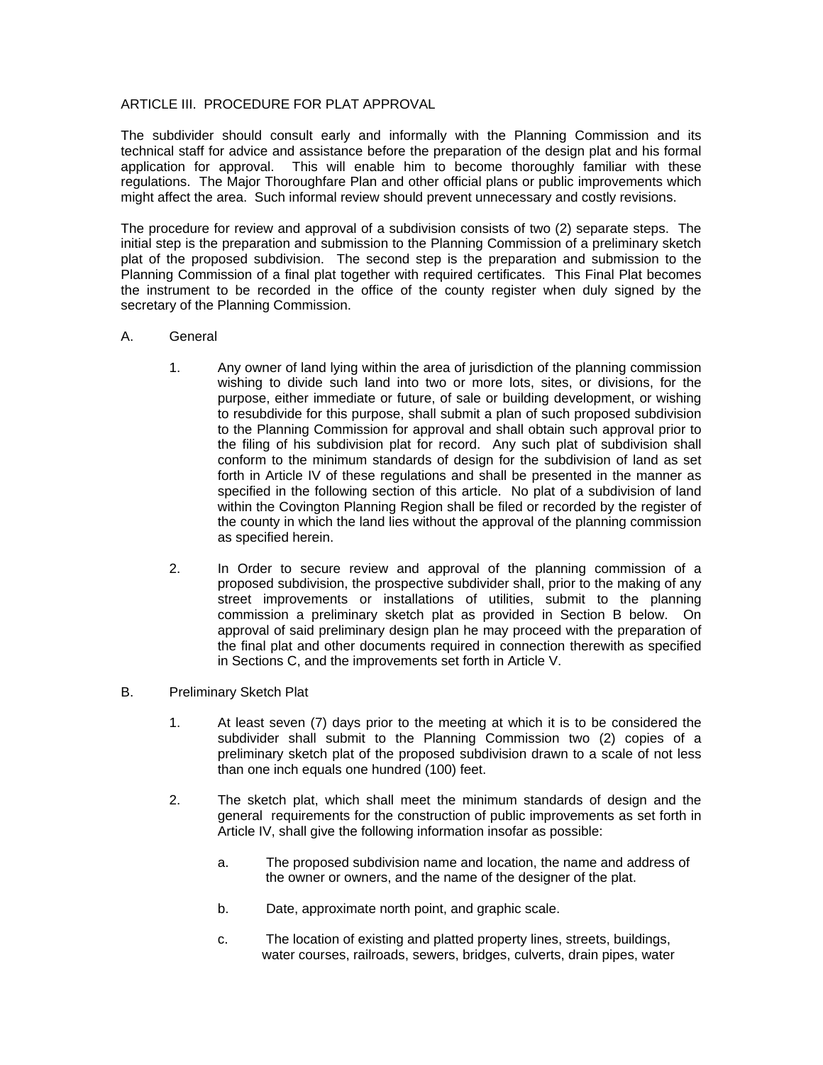## ARTICLE III. PROCEDURE FOR PLAT APPROVAL

The subdivider should consult early and informally with the Planning Commission and its technical staff for advice and assistance before the preparation of the design plat and his formal application for approval. This will enable him to become thoroughly familiar with these regulations. The Major Thoroughfare Plan and other official plans or public improvements which might affect the area. Such informal review should prevent unnecessary and costly revisions.

The procedure for review and approval of a subdivision consists of two (2) separate steps. The initial step is the preparation and submission to the Planning Commission of a preliminary sketch plat of the proposed subdivision. The second step is the preparation and submission to the Planning Commission of a final plat together with required certificates. This Final Plat becomes the instrument to be recorded in the office of the county register when duly signed by the secretary of the Planning Commission.

A. General

1. Any owner of land lying within the area of jurisdiction of the planning commission wishing to divide such land into two or more lots, sites, or divisions, for the purpose, either immediate or future, of sale or building development, or wishing to resubdivide for this purpose, shall submit a plan of such proposed subdivision to the Planning Commission for approval and shall obtain such approval prior to the filing of his subdivision plat for record. Any such plat of subdivision shall conform to the minimum standards of design for the subdivision of land as set forth in Article IV of these regulations and shall be presented in the manner as specified in the following section of this article. No plat of a subdivision of land within the Covington Planning Region shall be filed or recorded by the register of the county in which the land lies without the approval of the planning commission as specified herein.

2. In Order to secure review and approval of the planning commission of a proposed subdivision, the prospective subdivider shall, prior to the making of any street improvements or installations of utilities, submit to the planning commission a preliminary sketch plat as provided in Section B below. On approval of said preliminary design plan he may proceed with the preparation of the final plat and other documents required in connection therewith as specified in Sections C, and the improvements set forth in Article V.

B. Preliminary Sketch Plat

1. At least seven (7) days prior to the meeting at which it is to be considered the subdivider shall submit to the Planning Commission two (2) copies of a preliminary sketch plat of the proposed subdivision drawn to a scale of not less than one inch equals one hundred (100) feet.

2. The sketch plat, which shall meet the minimum standards of design and the general requirements for the construction of public improvements as set forth in Article IV, shall give the following information insofar as possible:

   a. The proposed subdivision name and location, the name and address of the owner or owners, and the name of the designer of the plat.

   b. Date, approximate north point, and graphic scale.

   c. The location of existing and platted property lines, streets, buildings, water courses, railroads, sewers, bridges, culverts, drain pipes, water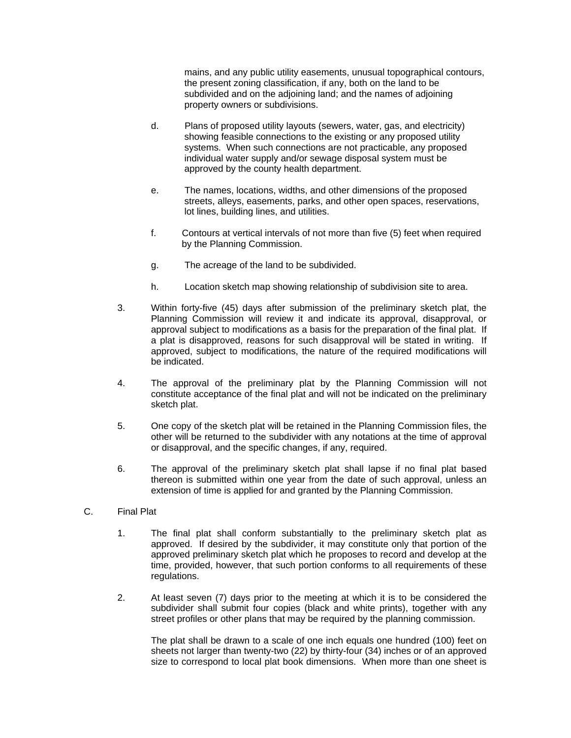mains, and any public utility easements, unusual topographical contours, the present zoning classification, if any, both on the land to be subdivided and on the adjoining land; and the names of adjoining property owners or subdivisions.

d. Plans of proposed utility layouts (sewers, water, gas, and electricity) showing feasible connections to the existing or any proposed utility systems. When such connections are not practicable, any proposed individual water supply and/or sewage disposal system must be approved by the county health department.

e. The names, locations, widths, and other dimensions of the proposed streets, alleys, easements, parks, and other open spaces, reservations, lot lines, building lines, and utilities.

f. Contours at vertical intervals of not more than five (5) feet when required by the Planning Commission.

g. The acreage of the land to be subdivided.

h. Location sketch map showing relationship of subdivision site to area.

3. Within forty-five (45) days after submission of the preliminary sketch plat, the Planning Commission will review it and indicate its approval, disapproval, or approval subject to modifications as a basis for the preparation of the final plat. If a plat is disapproved, reasons for such disapproval will be stated in writing. If approved, subject to modifications, the nature of the required modifications will be indicated.

4. The approval of the preliminary plat by the Planning Commission will not constitute acceptance of the final plat and will not be indicated on the preliminary sketch plat.

5. One copy of the sketch plat will be retained in the Planning Commission files, the other will be returned to the subdivider with any notations at the time of approval or disapproval, and the specific changes, if any, required.

6. The approval of the preliminary sketch plat shall lapse if no final plat based thereon is submitted within one year from the date of such approval, unless an extension of time is applied for and granted by the Planning Commission.

C. Final Plat

1. The final plat shall conform substantially to the preliminary sketch plat as approved. If desired by the subdivider, it may constitute only that portion of the approved preliminary sketch plat which he proposes to record and develop at the time, provided, however, that such portion conforms to all requirements of these regulations.

2. At least seven (7) days prior to the meeting at which it is to be considered the subdivider shall submit four copies (black and white prints), together with any street profiles or other plans that may be required by the planning commission.

   The plat shall be drawn to a scale of one inch equals one hundred (100) feet on sheets not larger than twenty-two (22) by thirty-four (34) inches or of an approved size to correspond to local plat book dimensions. When more than one sheet is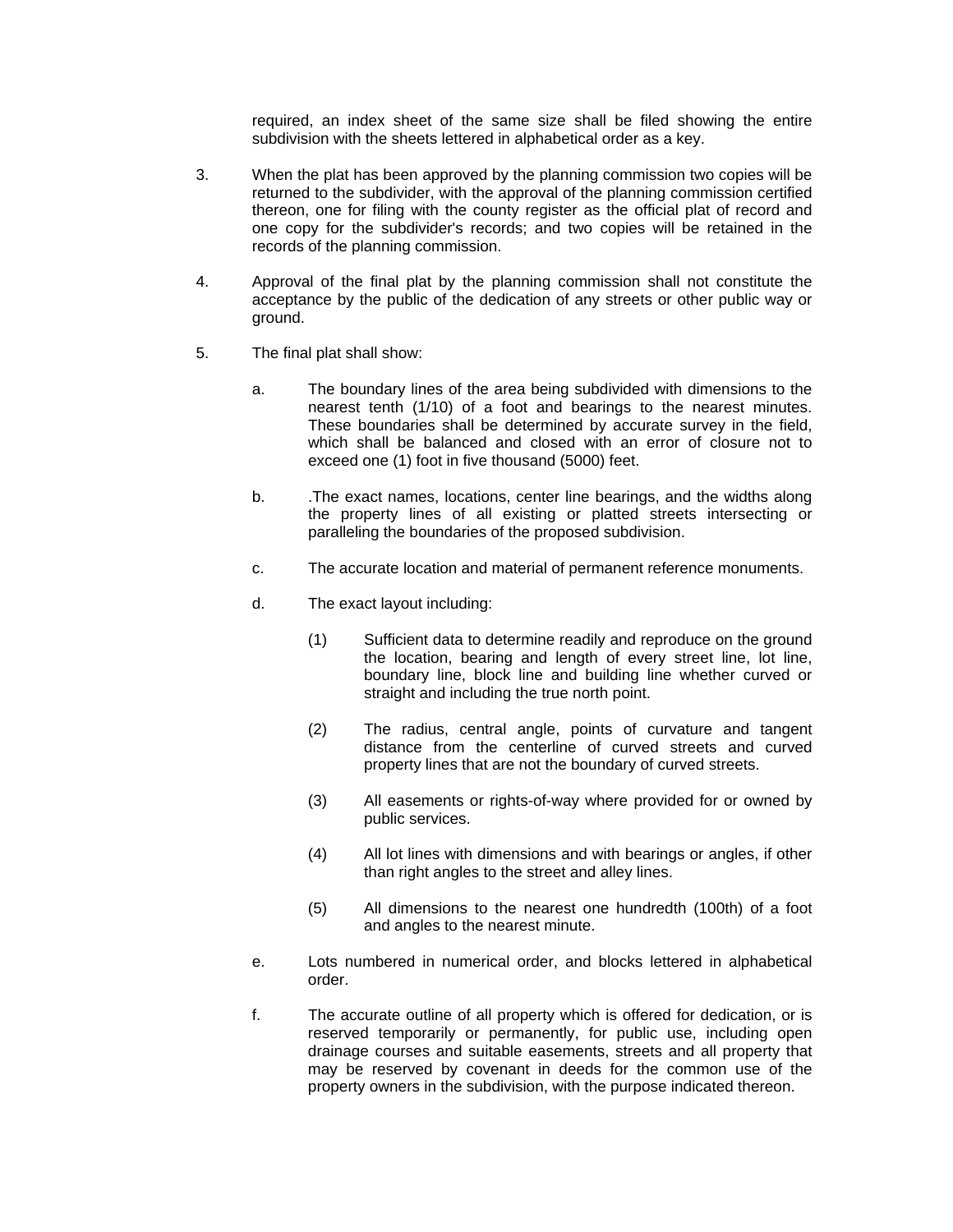required, an index sheet of the same size shall be filed showing the entire subdivision with the sheets lettered in alphabetical order as a key.

3. When the plat has been approved by the planning commission two copies will be returned to the subdivider, with the approval of the planning commission certified thereon, one for filing with the county register as the official plat of record and one copy for the subdivider's records; and two copies will be retained in the records of the planning commission.

4. Approval of the final plat by the planning commission shall not constitute the acceptance by the public of the dedication of any streets or other public way or ground.

5. The final plat shall show:

   a. The boundary lines of the area being subdivided with dimensions to the nearest tenth (1/10) of a foot and bearings to the nearest minutes. These boundaries shall be determined by accurate survey in the field, which shall be balanced and closed with an error of closure not to exceed one (1) foot in five thousand (5000) feet.

   b. .The exact names, locations, center line bearings, and the widths along the property lines of all existing or platted streets intersecting or paralleling the boundaries of the proposed subdivision.

   c. The accurate location and material of permanent reference monuments.

   d. The exact layout including:

      (1) Sufficient data to determine readily and reproduce on the ground the location, bearing and length of every street line, lot line, boundary line, block line and building line whether curved or straight and including the true north point.

      (2) The radius, central angle, points of curvature and tangent distance from the centerline of curved streets and curved property lines that are not the boundary of curved streets.

      (3) All easements or rights-of-way where provided for or owned by public services.

      (4) All lot lines with dimensions and with bearings or angles, if other than right angles to the street and alley lines.

      (5) All dimensions to the nearest one hundredth (100th) of a foot and angles to the nearest minute.

   e. Lots numbered in numerical order, and blocks lettered in alphabetical order.

   f. The accurate outline of all property which is offered for dedication, or is reserved temporarily or permanently, for public use, including open drainage courses and suitable easements, streets and all property that may be reserved by covenant in deeds for the common use of the property owners in the subdivision, with the purpose indicated thereon.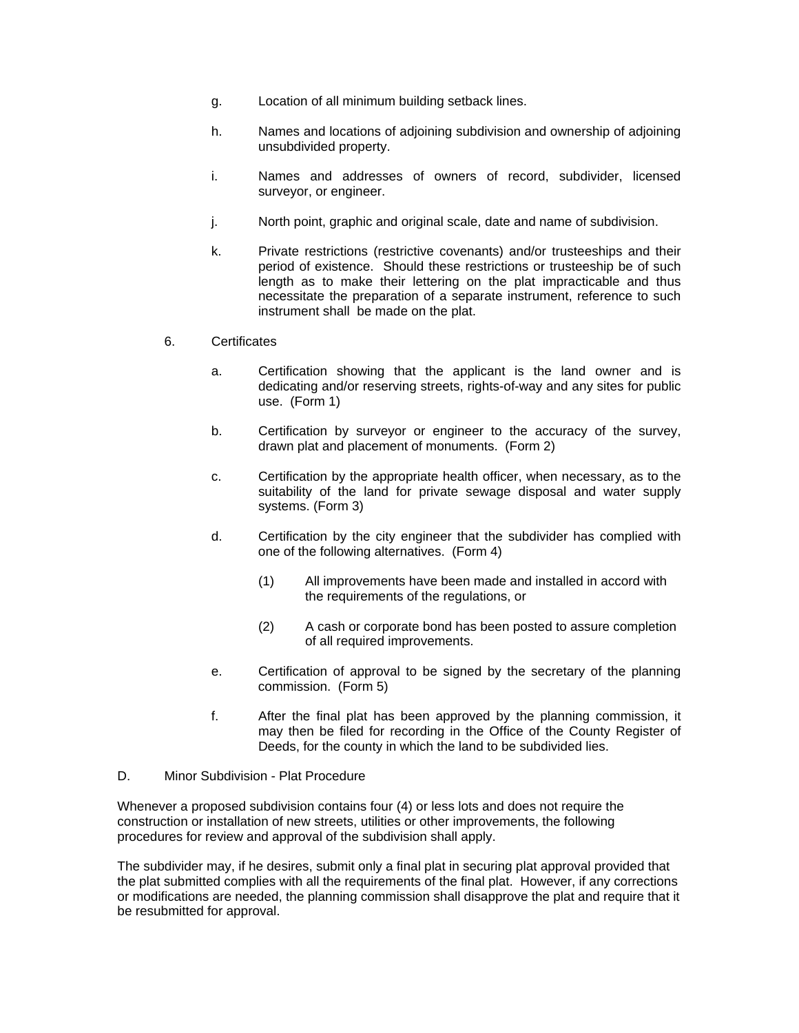g. Location of all minimum building setback lines.

h. Names and locations of adjoining subdivision and ownership of adjoining unsubdivided property.

i. Names and addresses of owners of record, subdivider, licensed surveyor, or engineer.

j. North point, graphic and original scale, date and name of subdivision.

k. Private restrictions (restrictive covenants) and/or trusteeships and their period of existence. Should these restrictions or trusteeship be of such length as to make their lettering on the plat impracticable and thus necessitate the preparation of a separate instrument, reference to such instrument shall be made on the plat.

6. Certificates

a. Certification showing that the applicant is the land owner and is dedicating and/or reserving streets, rights-of-way and any sites for public use. (Form 1)

b. Certification by surveyor or engineer to the accuracy of the survey, drawn plat and placement of monuments. (Form 2)

c. Certification by the appropriate health officer, when necessary, as to the suitability of the land for private sewage disposal and water supply systems. (Form 3)

d. Certification by the city engineer that the subdivider has complied with one of the following alternatives. (Form 4)

(1) All improvements have been made and installed in accord with the requirements of the regulations, or

(2) A cash or corporate bond has been posted to assure completion of all required improvements.

e. Certification of approval to be signed by the secretary of the planning commission. (Form 5)

f. After the final plat has been approved by the planning commission, it may then be filed for recording in the Office of the County Register of Deeds, for the county in which the land to be subdivided lies.

D. Minor Subdivision - Plat Procedure

Whenever a proposed subdivision contains four (4) or less lots and does not require the construction or installation of new streets, utilities or other improvements, the following procedures for review and approval of the subdivision shall apply.

The subdivider may, if he desires, submit only a final plat in securing plat approval provided that the plat submitted complies with all the requirements of the final plat. However, if any corrections or modifications are needed, the planning commission shall disapprove the plat and require that it be resubmitted for approval.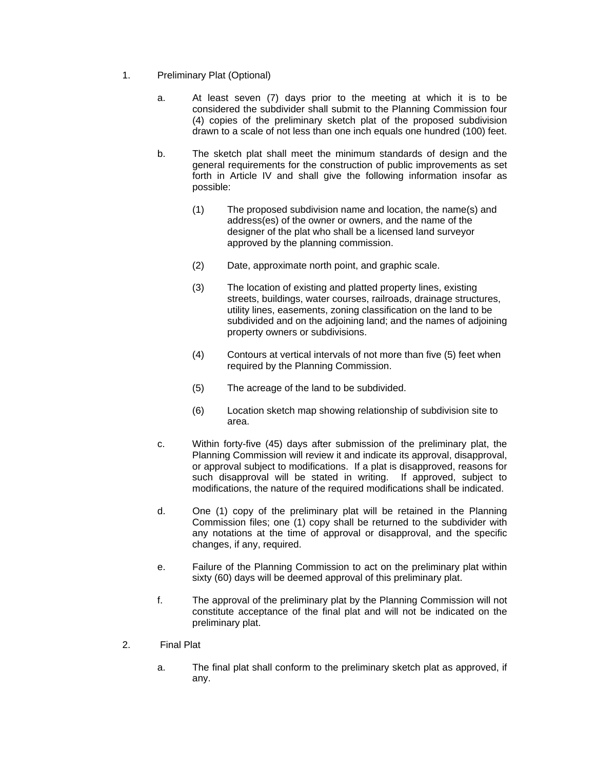1. Preliminary Plat (Optional)

    a. At least seven (7) days prior to the meeting at which it is to be considered the subdivider shall submit to the Planning Commission four (4) copies of the preliminary sketch plat of the proposed subdivision drawn to a scale of not less than one inch equals one hundred (100) feet.

    b. The sketch plat shall meet the minimum standards of design and the general requirements for the construction of public improvements as set forth in Article IV and shall give the following information insofar as possible:

        (1) The proposed subdivision name and location, the name(s) and address(es) of the owner or owners, and the name of the designer of the plat who shall be a licensed land surveyor approved by the planning commission.

        (2) Date, approximate north point, and graphic scale.

        (3) The location of existing and platted property lines, existing streets, buildings, water courses, railroads, drainage structures, utility lines, easements, zoning classification on the land to be subdivided and on the adjoining land; and the names of adjoining property owners or subdivisions.

        (4) Contours at vertical intervals of not more than five (5) feet when required by the Planning Commission.

        (5) The acreage of the land to be subdivided.

        (6) Location sketch map showing relationship of subdivision site to area.

    c. Within forty-five (45) days after submission of the preliminary plat, the Planning Commission will review it and indicate its approval, disapproval, or approval subject to modifications. If a plat is disapproved, reasons for such disapproval will be stated in writing. If approved, subject to modifications, the nature of the required modifications shall be indicated.

    d. One (1) copy of the preliminary plat will be retained in the Planning Commission files; one (1) copy shall be returned to the subdivider with any notations at the time of approval or disapproval, and the specific changes, if any, required.

    e. Failure of the Planning Commission to act on the preliminary plat within sixty (60) days will be deemed approval of this preliminary plat.

    f. The approval of the preliminary plat by the Planning Commission will not constitute acceptance of the final plat and will not be indicated on the preliminary plat.

2. Final Plat

    a. The final plat shall conform to the preliminary sketch plat as approved, if any.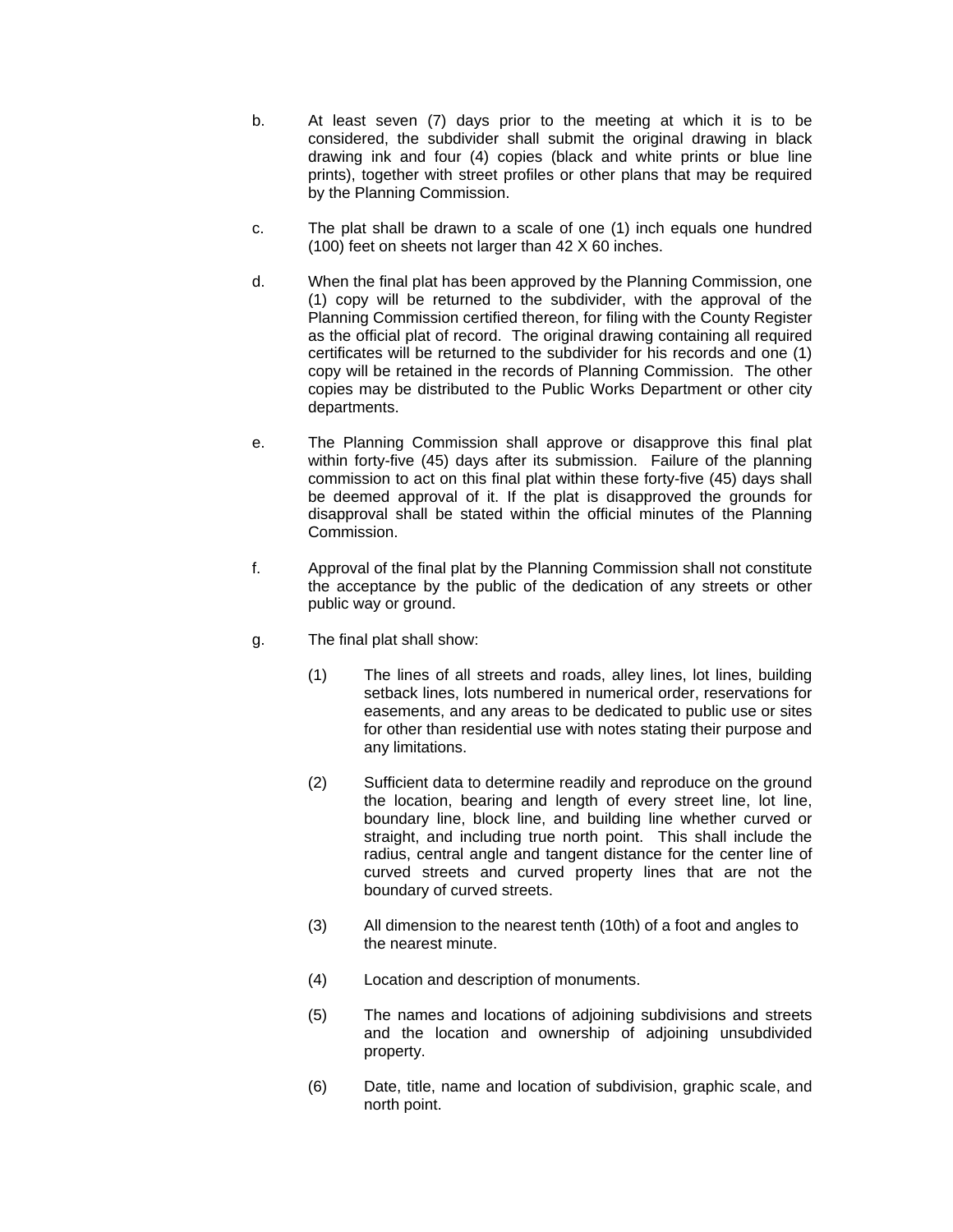b. At least seven (7) days prior to the meeting at which it is to be considered, the subdivider shall submit the original drawing in black drawing ink and four (4) copies (black and white prints or blue line prints), together with street profiles or other plans that may be required by the Planning Commission.

c. The plat shall be drawn to a scale of one (1) inch equals one hundred (100) feet on sheets not larger than 42 X 60 inches.

d. When the final plat has been approved by the Planning Commission, one (1) copy will be returned to the subdivider, with the approval of the Planning Commission certified thereon, for filing with the County Register as the official plat of record. The original drawing containing all required certificates will be returned to the subdivider for his records and one (1) copy will be retained in the records of Planning Commission. The other copies may be distributed to the Public Works Department or other city departments.

e. The Planning Commission shall approve or disapprove this final plat within forty-five (45) days after its submission. Failure of the planning commission to act on this final plat within these forty-five (45) days shall be deemed approval of it. If the plat is disapproved the grounds for disapproval shall be stated within the official minutes of the Planning Commission.

f. Approval of the final plat by the Planning Commission shall not constitute the acceptance by the public of the dedication of any streets or other public way or ground.

g. The final plat shall show:

   (1) The lines of all streets and roads, alley lines, lot lines, building setback lines, lots numbered in numerical order, reservations for easements, and any areas to be dedicated to public use or sites for other than residential use with notes stating their purpose and any limitations.

   (2) Sufficient data to determine readily and reproduce on the ground the location, bearing and length of every street line, lot line, boundary line, block line, and building line whether curved or straight, and including true north point. This shall include the radius, central angle and tangent distance for the center line of curved streets and curved property lines that are not the boundary of curved streets.

   (3) All dimension to the nearest tenth (10th) of a foot and angles to the nearest minute.

   (4) Location and description of monuments.

   (5) The names and locations of adjoining subdivisions and streets and the location and ownership of adjoining unsubdivided property.

   (6) Date, title, name and location of subdivision, graphic scale, and north point.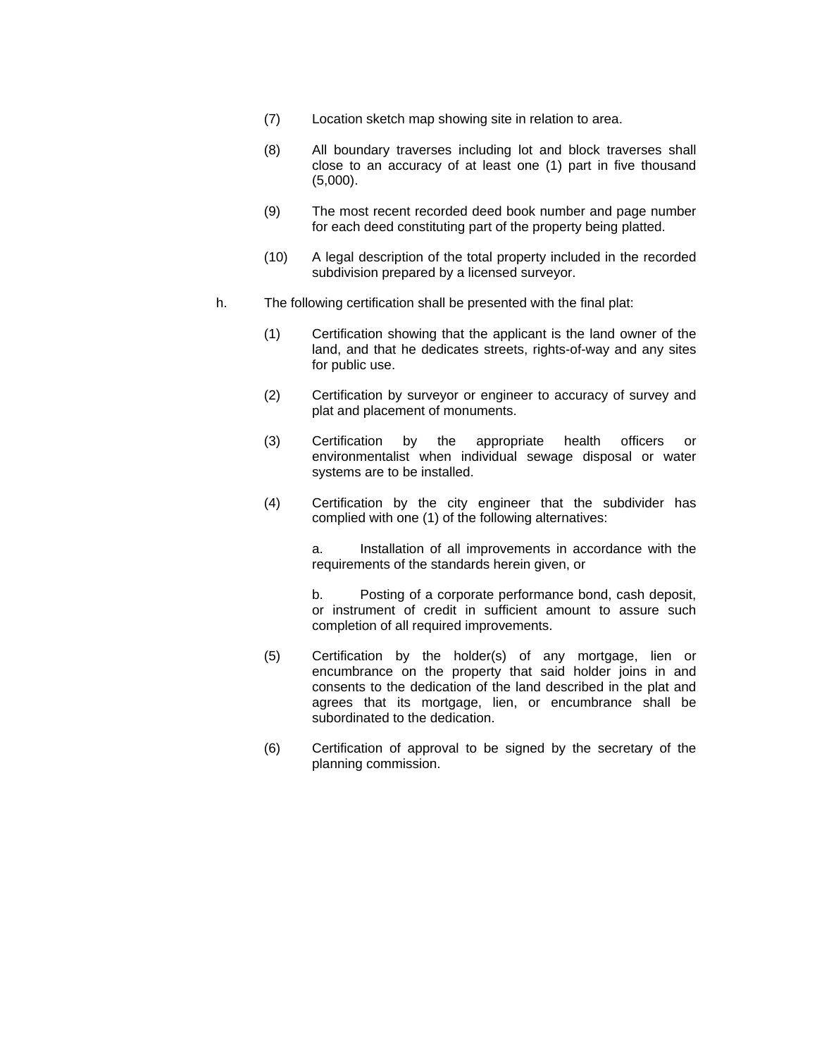(7) Location sketch map showing site in relation to area.

(8) All boundary traverses including lot and block traverses shall close to an accuracy of at least one (1) part in five thousand (5,000).

(9) The most recent recorded deed book number and page number for each deed constituting part of the property being platted.

(10) A legal description of the total property included in the recorded subdivision prepared by a licensed surveyor.

h. The following certification shall be presented with the final plat:

(1) Certification showing that the applicant is the land owner of the land, and that he dedicates streets, rights-of-way and any sites for public use.

(2) Certification by surveyor or engineer to accuracy of survey and plat and placement of monuments.

(3) Certification by the appropriate health officers or environmentalist when individual sewage disposal or water systems are to be installed.

(4) Certification by the city engineer that the subdivider has complied with one (1) of the following alternatives:

a. Installation of all improvements in accordance with the requirements of the standards herein given, or

b. Posting of a corporate performance bond, cash deposit, or instrument of credit in sufficient amount to assure such completion of all required improvements.

(5) Certification by the holder(s) of any mortgage, lien or encumbrance on the property that said holder joins in and consents to the dedication of the land described in the plat and agrees that its mortgage, lien, or encumbrance shall be subordinated to the dedication.

(6) Certification of approval to be signed by the secretary of the planning commission.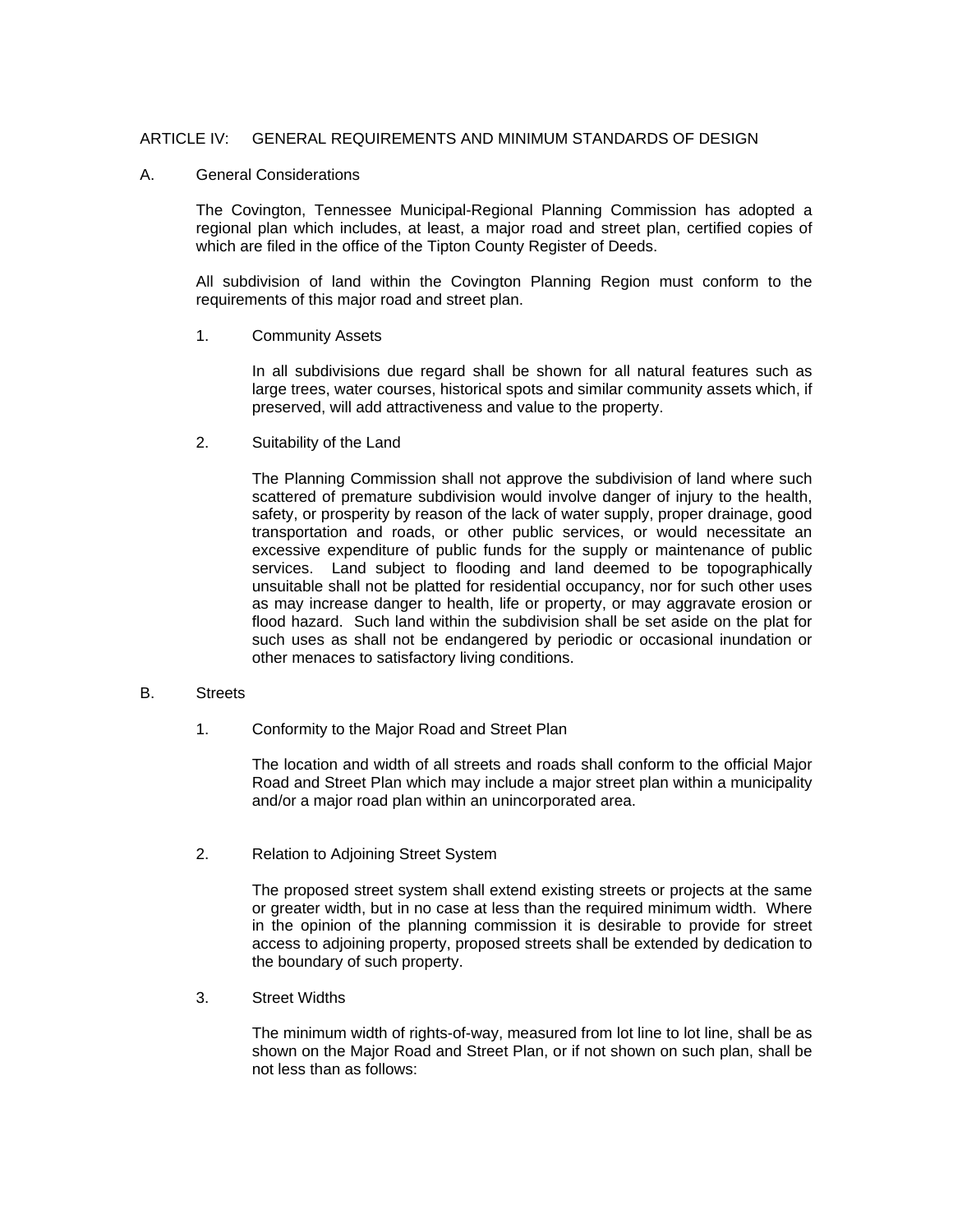# ARTICLE IV: GENERAL REQUIREMENTS AND MINIMUM STANDARDS OF DESIGN

## A. General Considerations

The Covington, Tennessee Municipal-Regional Planning Commission has adopted a regional plan which includes, at least, a major road and street plan, certified copies of which are filed in the office of the Tipton County Register of Deeds.

All subdivision of land within the Covington Planning Region must conform to the requirements of this major road and street plan.

### 1. Community Assets

In all subdivisions due regard shall be shown for all natural features such as large trees, water courses, historical spots and similar community assets which, if preserved, will add attractiveness and value to the property.

### 2. Suitability of the Land

The Planning Commission shall not approve the subdivision of land where such scattered of premature subdivision would involve danger of injury to the health, safety, or prosperity by reason of the lack of water supply, proper drainage, good transportation and roads, or other public services, or would necessitate an excessive expenditure of public funds for the supply or maintenance of public services. Land subject to flooding and land deemed to be topographically unsuitable shall not be platted for residential occupancy, nor for such other uses as may increase danger to health, life or property, or may aggravate erosion or flood hazard. Such land within the subdivision shall be set aside on the plat for such uses as shall not be endangered by periodic or occasional inundation or other menaces to satisfactory living conditions.

## B. Streets

### 1. Conformity to the Major Road and Street Plan

The location and width of all streets and roads shall conform to the official Major Road and Street Plan which may include a major street plan within a municipality and/or a major road plan within an unincorporated area.

### 2. Relation to Adjoining Street System

The proposed street system shall extend existing streets or projects at the same or greater width, but in no case at less than the required minimum width. Where in the opinion of the planning commission it is desirable to provide for street access to adjoining property, proposed streets shall be extended by dedication to the boundary of such property.

### 3. Street Widths

The minimum width of rights-of-way, measured from lot line to lot line, shall be as shown on the Major Road and Street Plan, or if not shown on such plan, shall be not less than as follows: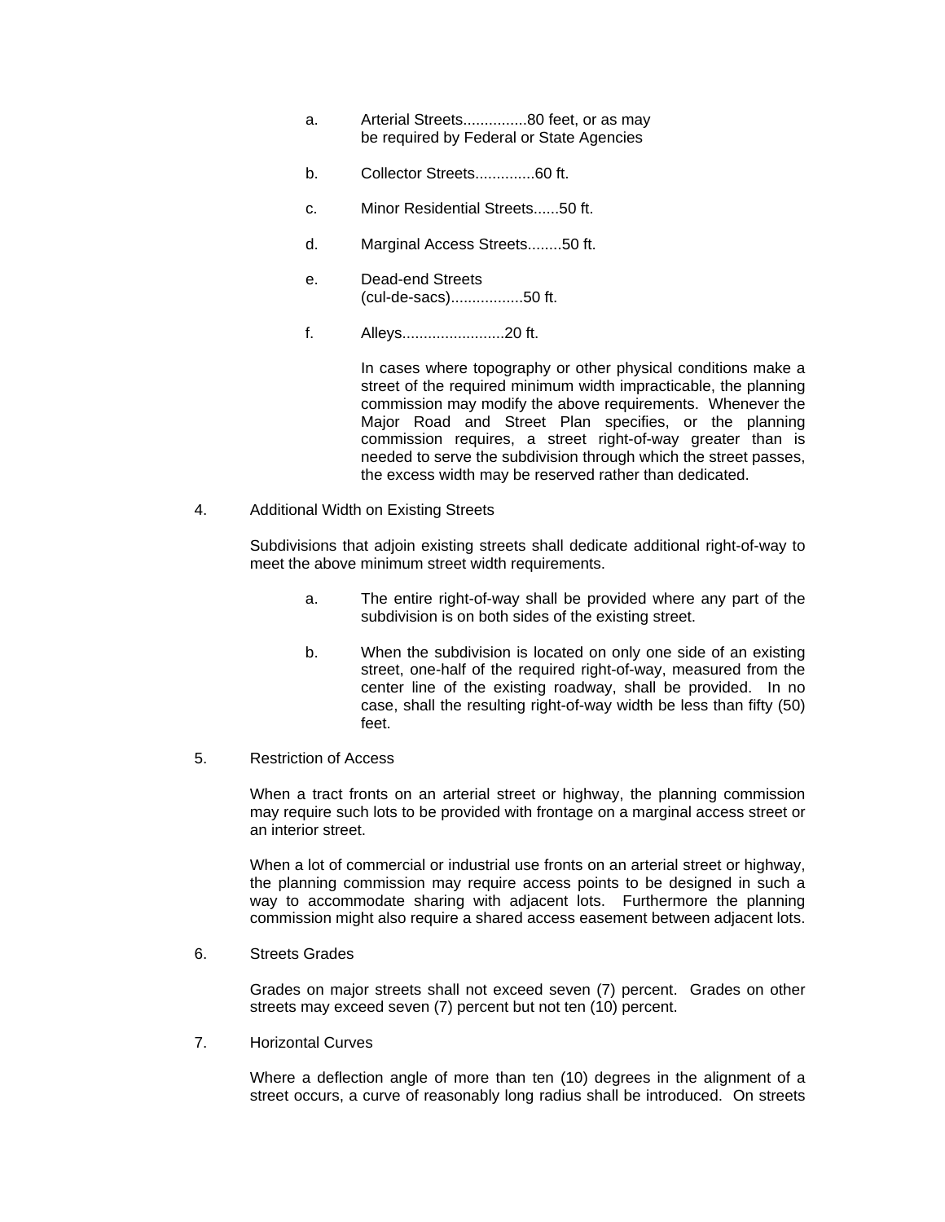a. Arterial Streets...............80 feet, or as may be required by Federal or State Agencies

b. Collector Streets.............60 ft.

c. Minor Residential Streets......50 ft.

d. Marginal Access Streets........50 ft.

e. Dead-end Streets (cul-de-sacs)................50 ft.

f. Alleys.......................20 ft.

In cases where topography or other physical conditions make a street of the required minimum width impracticable, the planning commission may modify the above requirements. Whenever the Major Road and Street Plan specifies, or the planning commission requires, a street right-of-way greater than is needed to serve the subdivision through which the street passes, the excess width may be reserved rather than dedicated.

4. Additional Width on Existing Streets

Subdivisions that adjoin existing streets shall dedicate additional right-of-way to meet the above minimum street width requirements.

a. The entire right-of-way shall be provided where any part of the subdivision is on both sides of the existing street.

b. When the subdivision is located on only one side of an existing street, one-half of the required right-of-way, measured from the center line of the existing roadway, shall be provided. In no case, shall the resulting right-of-way width be less than fifty (50) feet.

5. Restriction of Access

When a tract fronts on an arterial street or highway, the planning commission may require such lots to be provided with frontage on a marginal access street or an interior street.

When a lot of commercial or industrial use fronts on an arterial street or highway, the planning commission may require access points to be designed in such a way to accommodate sharing with adjacent lots. Furthermore the planning commission might also require a shared access easement between adjacent lots.

6. Streets Grades

Grades on major streets shall not exceed seven (7) percent. Grades on other streets may exceed seven (7) percent but not ten (10) percent.

7. Horizontal Curves

Where a deflection angle of more than ten (10) degrees in the alignment of a street occurs, a curve of reasonably long radius shall be introduced. On streets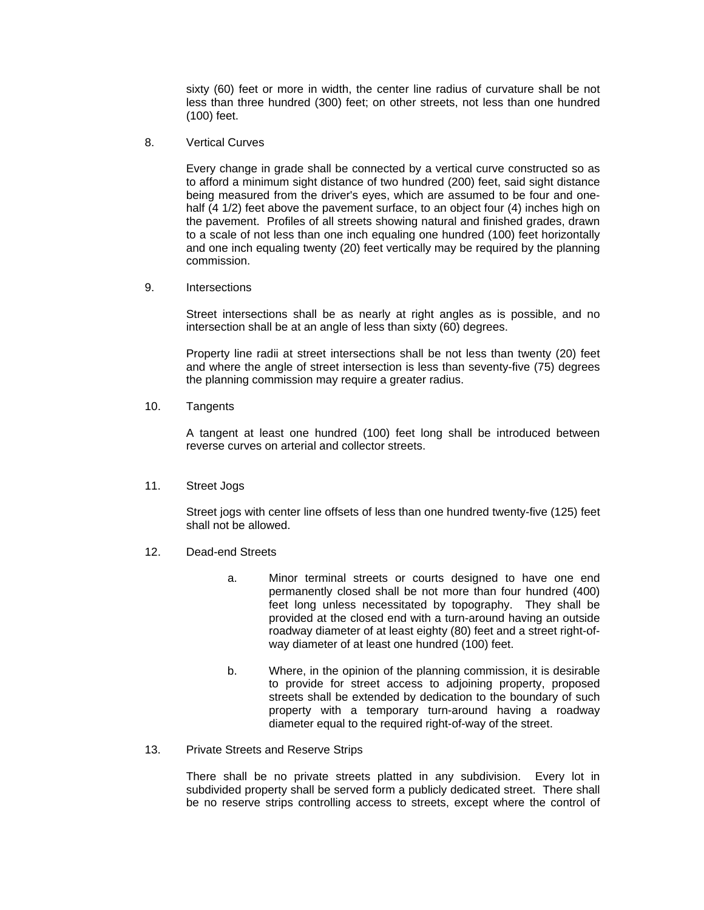sixty (60) feet or more in width, the center line radius of curvature shall be not less than three hundred (300) feet; on other streets, not less than one hundred (100) feet.

8. Vertical Curves

Every change in grade shall be connected by a vertical curve constructed so as to afford a minimum sight distance of two hundred (200) feet, said sight distance being measured from the driver's eyes, which are assumed to be four and one-half (4 1/2) feet above the pavement surface, to an object four (4) inches high on the pavement. Profiles of all streets showing natural and finished grades, drawn to a scale of not less than one inch equaling one hundred (100) feet horizontally and one inch equaling twenty (20) feet vertically may be required by the planning commission.

9. Intersections

Street intersections shall be as nearly at right angles as is possible, and no intersection shall be at an angle of less than sixty (60) degrees.

Property line radii at street intersections shall be not less than twenty (20) feet and where the angle of street intersection is less than seventy-five (75) degrees the planning commission may require a greater radius.

10. Tangents

A tangent at least one hundred (100) feet long shall be introduced between reverse curves on arterial and collector streets.

11. Street Jogs

Street jogs with center line offsets of less than one hundred twenty-five (125) feet shall not be allowed.

12. Dead-end Streets

a. Minor terminal streets or courts designed to have one end permanently closed shall be not more than four hundred (400) feet long unless necessitated by topography. They shall be provided at the closed end with a turn-around having an outside roadway diameter of at least eighty (80) feet and a street right-of-way diameter of at least one hundred (100) feet.

b. Where, in the opinion of the planning commission, it is desirable to provide for street access to adjoining property, proposed streets shall be extended by dedication to the boundary of such property with a temporary turn-around having a roadway diameter equal to the required right-of-way of the street.

13. Private Streets and Reserve Strips

There shall be no private streets platted in any subdivision. Every lot in subdivided property shall be served form a publicly dedicated street. There shall be no reserve strips controlling access to streets, except where the control of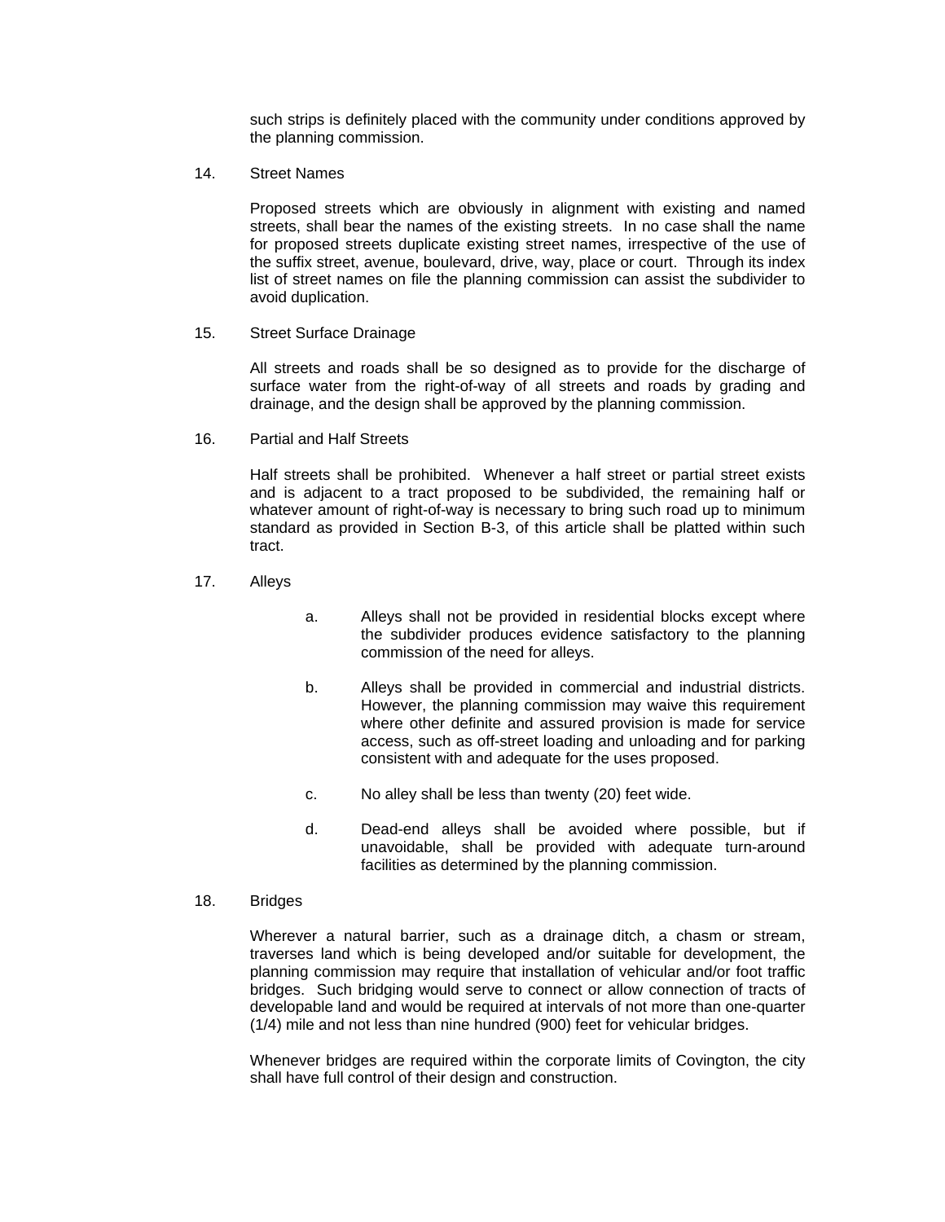such strips is definitely placed with the community under conditions approved by the planning commission.

14. Street Names

Proposed streets which are obviously in alignment with existing and named streets, shall bear the names of the existing streets. In no case shall the name for proposed streets duplicate existing street names, irrespective of the use of the suffix street, avenue, boulevard, drive, way, place or court. Through its index list of street names on file the planning commission can assist the subdivider to avoid duplication.

15. Street Surface Drainage

All streets and roads shall be so designed as to provide for the discharge of surface water from the right-of-way of all streets and roads by grading and drainage, and the design shall be approved by the planning commission.

16. Partial and Half Streets

Half streets shall be prohibited. Whenever a half street or partial street exists and is adjacent to a tract proposed to be subdivided, the remaining half or whatever amount of right-of-way is necessary to bring such road up to minimum standard as provided in Section B-3, of this article shall be platted within such tract.

17. Alleys

a. Alleys shall not be provided in residential blocks except where the subdivider produces evidence satisfactory to the planning commission of the need for alleys.

b. Alleys shall be provided in commercial and industrial districts. However, the planning commission may waive this requirement where other definite and assured provision is made for service access, such as off-street loading and unloading and for parking consistent with and adequate for the uses proposed.

c. No alley shall be less than twenty (20) feet wide.

d. Dead-end alleys shall be avoided where possible, but if unavoidable, shall be provided with adequate turn-around facilities as determined by the planning commission.

18. Bridges

Wherever a natural barrier, such as a drainage ditch, a chasm or stream, traverses land which is being developed and/or suitable for development, the planning commission may require that installation of vehicular and/or foot traffic bridges. Such bridging would serve to connect or allow connection of tracts of developable land and would be required at intervals of not more than one-quarter (1/4) mile and not less than nine hundred (900) feet for vehicular bridges.

Whenever bridges are required within the corporate limits of Covington, the city shall have full control of their design and construction.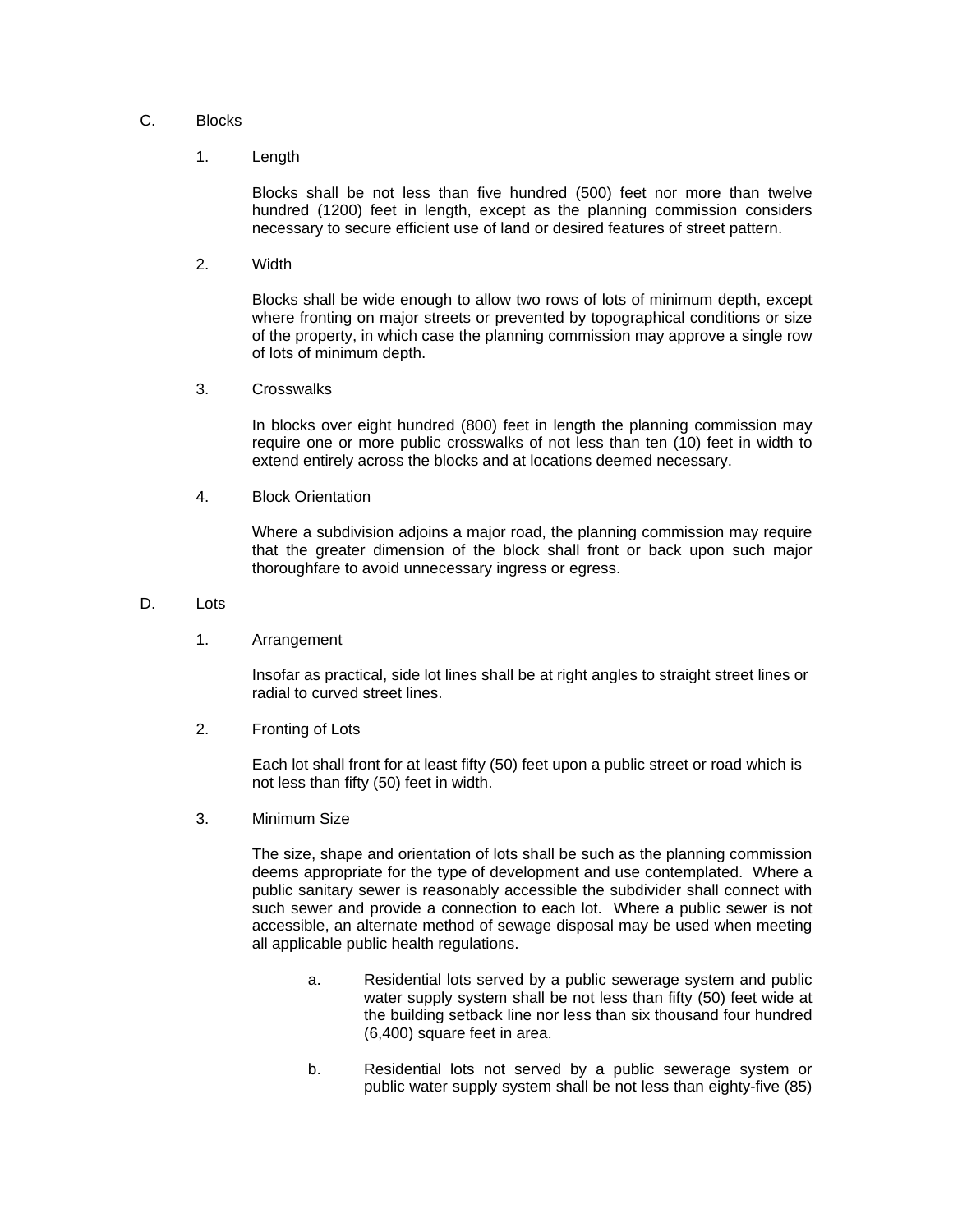C. Blocks

1. Length

Blocks shall be not less than five hundred (500) feet nor more than twelve hundred (1200) feet in length, except as the planning commission considers necessary to secure efficient use of land or desired features of street pattern.

2. Width

Blocks shall be wide enough to allow two rows of lots of minimum depth, except where fronting on major streets or prevented by topographical conditions or size of the property, in which case the planning commission may approve a single row of lots of minimum depth.

3. Crosswalks

In blocks over eight hundred (800) feet in length the planning commission may require one or more public crosswalks of not less than ten (10) feet in width to extend entirely across the blocks and at locations deemed necessary.

4. Block Orientation

Where a subdivision adjoins a major road, the planning commission may require that the greater dimension of the block shall front or back upon such major thoroughfare to avoid unnecessary ingress or egress.

D. Lots

1. Arrangement

Insofar as practical, side lot lines shall be at right angles to straight street lines or radial to curved street lines.

2. Fronting of Lots

Each lot shall front for at least fifty (50) feet upon a public street or road which is not less than fifty (50) feet in width.

3. Minimum Size

The size, shape and orientation of lots shall be such as the planning commission deems appropriate for the type of development and use contemplated. Where a public sanitary sewer is reasonably accessible the subdivider shall connect with such sewer and provide a connection to each lot. Where a public sewer is not accessible, an alternate method of sewage disposal may be used when meeting all applicable public health regulations.

a. Residential lots served by a public sewerage system and public water supply system shall be not less than fifty (50) feet wide at the building setback line nor less than six thousand four hundred (6,400) square feet in area.

b. Residential lots not served by a public sewerage system or public water supply system shall be not less than eighty-five (85)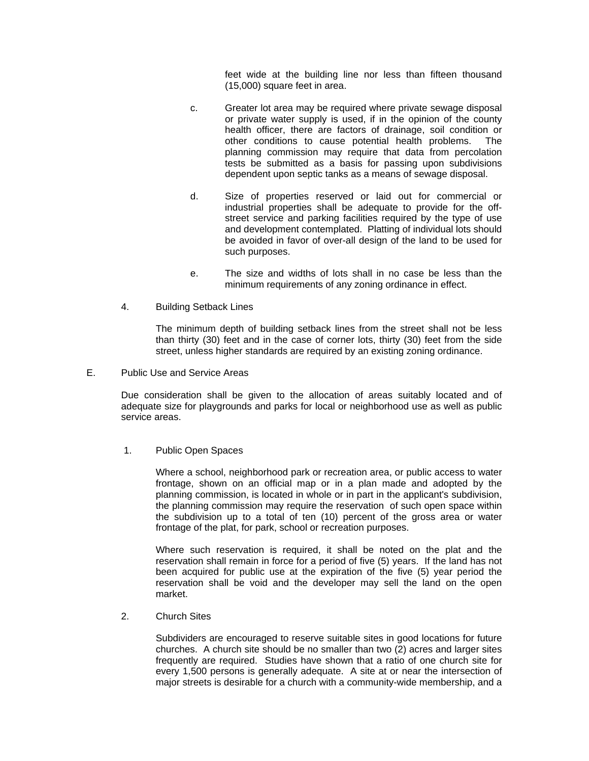feet wide at the building line nor less than fifteen thousand (15,000) square feet in area.

c. Greater lot area may be required where private sewage disposal or private water supply is used, if in the opinion of the county health officer, there are factors of drainage, soil condition or other conditions to cause potential health problems. The planning commission may require that data from percolation tests be submitted as a basis for passing upon subdivisions dependent upon septic tanks as a means of sewage disposal.

d. Size of properties reserved or laid out for commercial or industrial properties shall be adequate to provide for the off-street service and parking facilities required by the type of use and development contemplated. Platting of individual lots should be avoided in favor of over-all design of the land to be used for such purposes.

e. The size and widths of lots shall in no case be less than the minimum requirements of any zoning ordinance in effect.

4. Building Setback Lines

The minimum depth of building setback lines from the street shall not be less than thirty (30) feet and in the case of corner lots, thirty (30) feet from the side street, unless higher standards are required by an existing zoning ordinance.

E. Public Use and Service Areas

Due consideration shall be given to the allocation of areas suitably located and of adequate size for playgrounds and parks for local or neighborhood use as well as public service areas.

1. Public Open Spaces

Where a school, neighborhood park or recreation area, or public access to water frontage, shown on an official map or in a plan made and adopted by the planning commission, is located in whole or in part in the applicant's subdivision, the planning commission may require the reservation of such open space within the subdivision up to a total of ten (10) percent of the gross area or water frontage of the plat, for park, school or recreation purposes.

Where such reservation is required, it shall be noted on the plat and the reservation shall remain in force for a period of five (5) years. If the land has not been acquired for public use at the expiration of the five (5) year period the reservation shall be void and the developer may sell the land on the open market.

2. Church Sites

Subdividers are encouraged to reserve suitable sites in good locations for future churches. A church site should be no smaller than two (2) acres and larger sites frequently are required. Studies have shown that a ratio of one church site for every 1,500 persons is generally adequate. A site at or near the intersection of major streets is desirable for a church with a community-wide membership, and a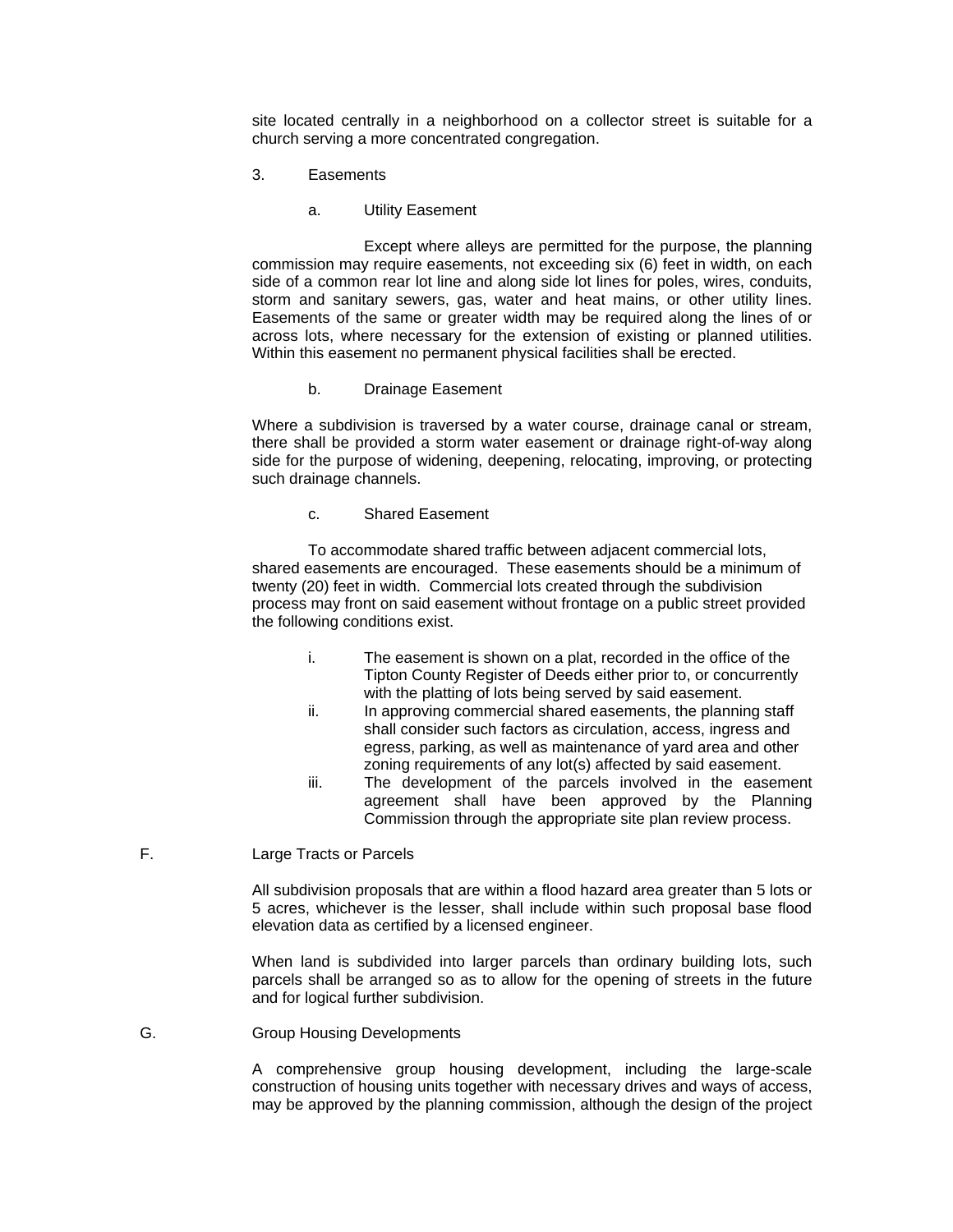site located centrally in a neighborhood on a collector street is suitable for a church serving a more concentrated congregation.

3. Easements

a. Utility Easement

Except where alleys are permitted for the purpose, the planning commission may require easements, not exceeding six (6) feet in width, on each side of a common rear lot line and along side lot lines for poles, wires, conduits, storm and sanitary sewers, gas, water and heat mains, or other utility lines. Easements of the same or greater width may be required along the lines of or across lots, where necessary for the extension of existing or planned utilities. Within this easement no permanent physical facilities shall be erected.

b. Drainage Easement

Where a subdivision is traversed by a water course, drainage canal or stream, there shall be provided a storm water easement or drainage right-of-way along side for the purpose of widening, deepening, relocating, improving, or protecting such drainage channels.

c. Shared Easement

To accommodate shared traffic between adjacent commercial lots, shared easements are encouraged. These easements should be a minimum of twenty (20) feet in width. Commercial lots created through the subdivision process may front on said easement without frontage on a public street provided the following conditions exist.

i. The easement is shown on a plat, recorded in the office of the Tipton County Register of Deeds either prior to, or concurrently with the platting of lots being served by said easement.
ii. In approving commercial shared easements, the planning staff shall consider such factors as circulation, access, ingress and egress, parking, as well as maintenance of yard area and other zoning requirements of any lot(s) affected by said easement.
iii. The development of the parcels involved in the easement agreement shall have been approved by the Planning Commission through the appropriate site plan review process.

F. Large Tracts or Parcels

All subdivision proposals that are within a flood hazard area greater than 5 lots or 5 acres, whichever is the lesser, shall include within such proposal base flood elevation data as certified by a licensed engineer.

When land is subdivided into larger parcels than ordinary building lots, such parcels shall be arranged so as to allow for the opening of streets in the future and for logical further subdivision.

G. Group Housing Developments

A comprehensive group housing development, including the large-scale construction of housing units together with necessary drives and ways of access, may be approved by the planning commission, although the design of the project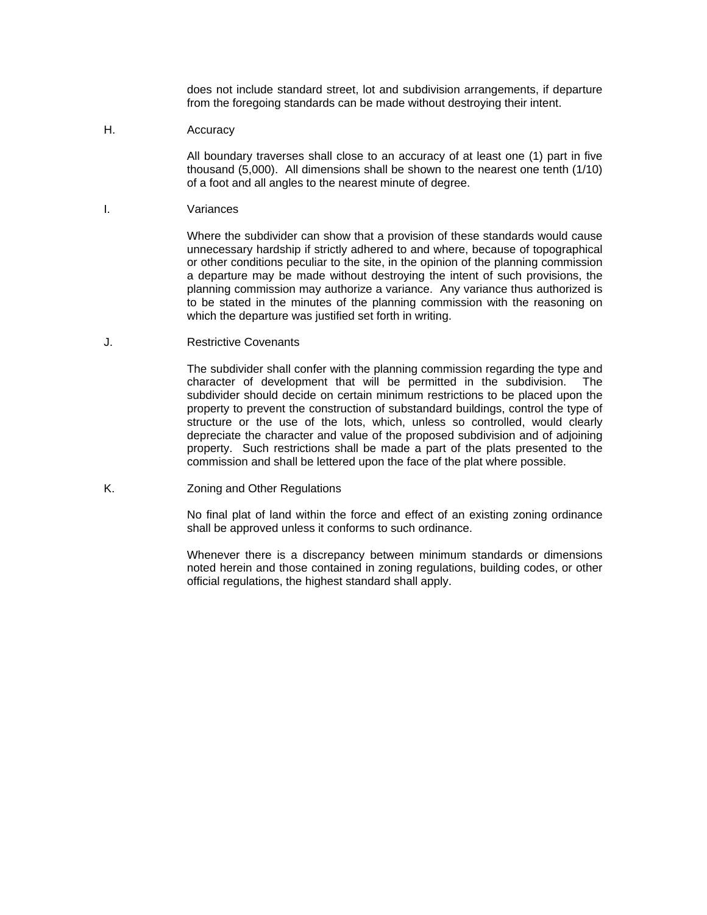does not include standard street, lot and subdivision arrangements, if departure from the foregoing standards can be made without destroying their intent.

H. Accuracy

All boundary traverses shall close to an accuracy of at least one (1) part in five thousand (5,000). All dimensions shall be shown to the nearest one tenth (1/10) of a foot and all angles to the nearest minute of degree.

I. Variances

Where the subdivider can show that a provision of these standards would cause unnecessary hardship if strictly adhered to and where, because of topographical or other conditions peculiar to the site, in the opinion of the planning commission a departure may be made without destroying the intent of such provisions, the planning commission may authorize a variance. Any variance thus authorized is to be stated in the minutes of the planning commission with the reasoning on which the departure was justified set forth in writing.

J. Restrictive Covenants

The subdivider shall confer with the planning commission regarding the type and character of development that will be permitted in the subdivision. The subdivider should decide on certain minimum restrictions to be placed upon the property to prevent the construction of substandard buildings, control the type of structure or the use of the lots, which, unless so controlled, would clearly depreciate the character and value of the proposed subdivision and of adjoining property. Such restrictions shall be made a part of the plats presented to the commission and shall be lettered upon the face of the plat where possible.

K. Zoning and Other Regulations

No final plat of land within the force and effect of an existing zoning ordinance shall be approved unless it conforms to such ordinance.

Whenever there is a discrepancy between minimum standards or dimensions noted herein and those contained in zoning regulations, building codes, or other official regulations, the highest standard shall apply.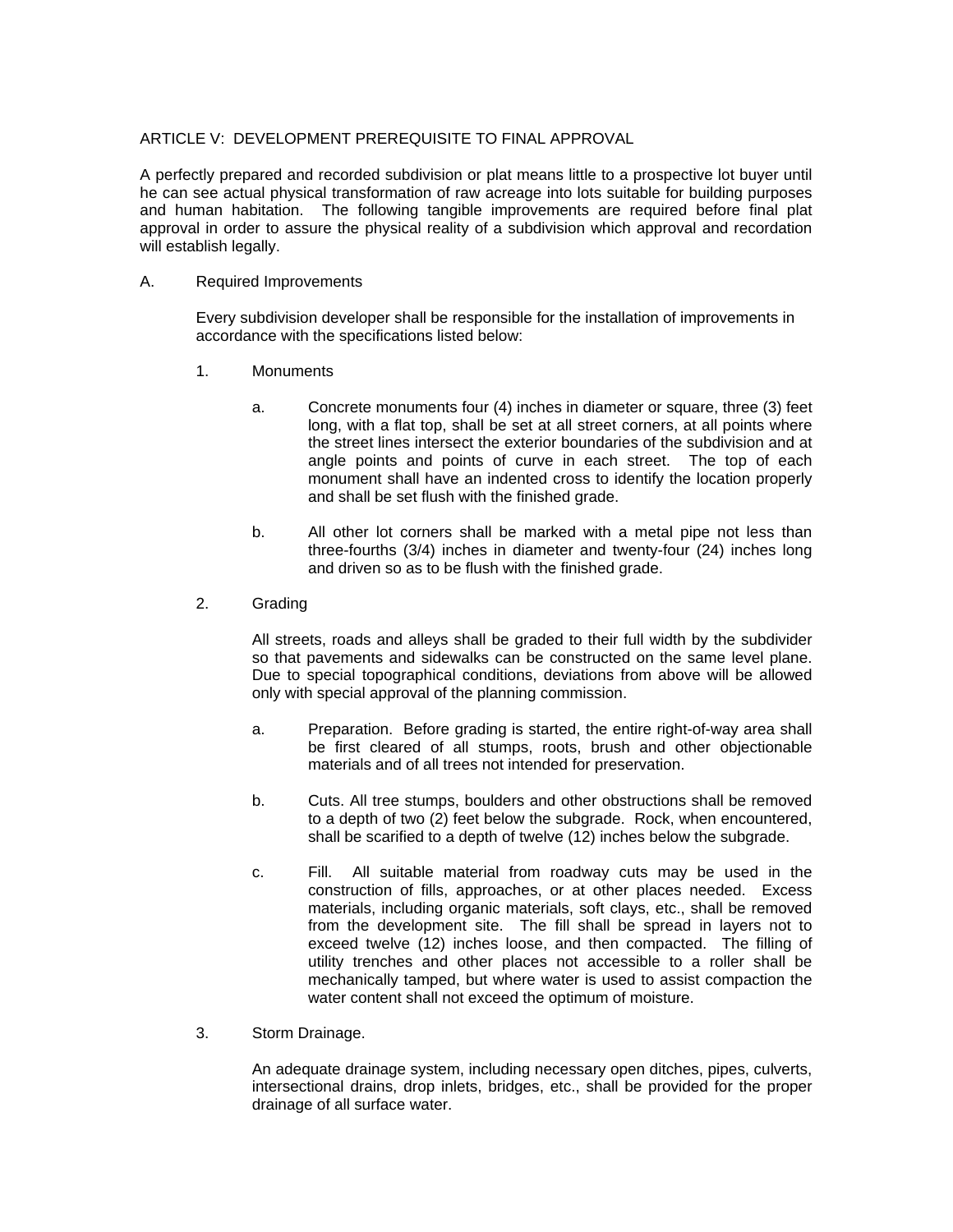## ARTICLE V: DEVELOPMENT PREREQUISITE TO FINAL APPROVAL

A perfectly prepared and recorded subdivision or plat means little to a prospective lot buyer until he can see actual physical transformation of raw acreage into lots suitable for building purposes and human habitation. The following tangible improvements are required before final plat approval in order to assure the physical reality of a subdivision which approval and recordation will establish legally.

### A. Required Improvements

Every subdivision developer shall be responsible for the installation of improvements in accordance with the specifications listed below:

1. Monuments

   a. Concrete monuments four (4) inches in diameter or square, three (3) feet long, with a flat top, shall be set at all street corners, at all points where the street lines intersect the exterior boundaries of the subdivision and at angle points and points of curve in each street. The top of each monument shall have an indented cross to identify the location properly and shall be set flush with the finished grade.

   b. All other lot corners shall be marked with a metal pipe not less than three-fourths (3/4) inches in diameter and twenty-four (24) inches long and driven so as to be flush with the finished grade.

2. Grading

   All streets, roads and alleys shall be graded to their full width by the subdivider so that pavements and sidewalks can be constructed on the same level plane. Due to special topographical conditions, deviations from above will be allowed only with special approval of the planning commission.

   a. Preparation. Before grading is started, the entire right-of-way area shall be first cleared of all stumps, roots, brush and other objectionable materials and of all trees not intended for preservation.

   b. Cuts. All tree stumps, boulders and other obstructions shall be removed to a depth of two (2) feet below the subgrade. Rock, when encountered, shall be scarified to a depth of twelve (12) inches below the subgrade.

   c. Fill. All suitable material from roadway cuts may be used in the construction of fills, approaches, or at other places needed. Excess materials, including organic materials, soft clays, etc., shall be removed from the development site. The fill shall be spread in layers not to exceed twelve (12) inches loose, and then compacted. The filling of utility trenches and other places not accessible to a roller shall be mechanically tamped, but where water is used to assist compaction the water content shall not exceed the optimum of moisture.

3. Storm Drainage.

   An adequate drainage system, including necessary open ditches, pipes, culverts, intersectional drains, drop inlets, bridges, etc., shall be provided for the proper drainage of all surface water.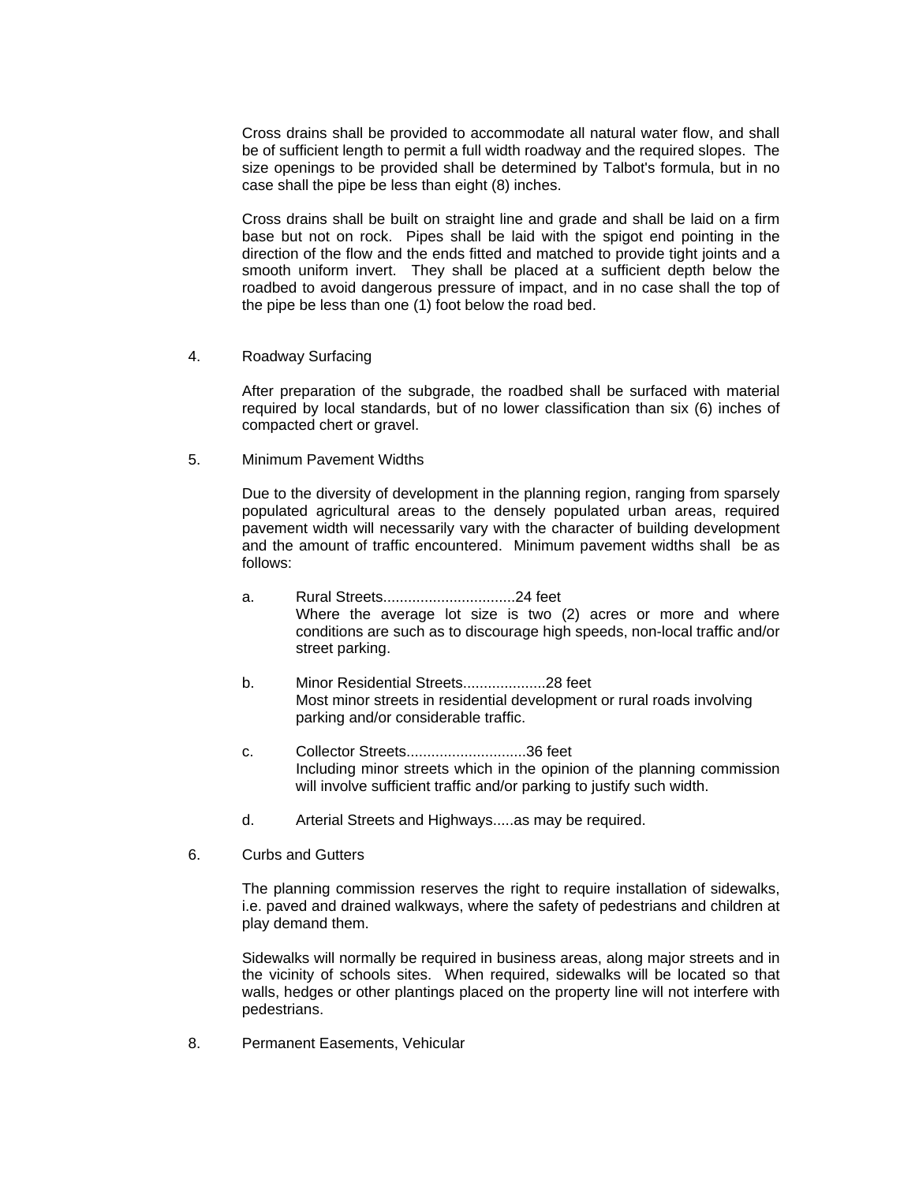Cross drains shall be provided to accommodate all natural water flow, and shall be of sufficient length to permit a full width roadway and the required slopes. The size openings to be provided shall be determined by Talbot's formula, but in no case shall the pipe be less than eight (8) inches.

Cross drains shall be built on straight line and grade and shall be laid on a firm base but not on rock. Pipes shall be laid with the spigot end pointing in the direction of the flow and the ends fitted and matched to provide tight joints and a smooth uniform invert. They shall be placed at a sufficient depth below the roadbed to avoid dangerous pressure of impact, and in no case shall the top of the pipe be less than one (1) foot below the road bed.

4. Roadway Surfacing

After preparation of the subgrade, the roadbed shall be surfaced with material required by local standards, but of no lower classification than six (6) inches of compacted chert or gravel.

5. Minimum Pavement Widths

Due to the diversity of development in the planning region, ranging from sparsely populated agricultural areas to the densely populated urban areas, required pavement width will necessarily vary with the character of building development and the amount of traffic encountered. Minimum pavement widths shall be as follows:

a. Rural Streets................................24 feet
Where the average lot size is two (2) acres or more and where conditions are such as to discourage high speeds, non-local traffic and/or street parking.

b. Minor Residential Streets....................28 feet
Most minor streets in residential development or rural roads involving parking and/or considerable traffic.

c. Collector Streets.............................36 feet
Including minor streets which in the opinion of the planning commission will involve sufficient traffic and/or parking to justify such width.

d. Arterial Streets and Highways.....as may be required.

6. Curbs and Gutters

The planning commission reserves the right to require installation of sidewalks, i.e. paved and drained walkways, where the safety of pedestrians and children at play demand them.

Sidewalks will normally be required in business areas, along major streets and in the vicinity of schools sites. When required, sidewalks will be located so that walls, hedges or other plantings placed on the property line will not interfere with pedestrians.

8. Permanent Easements, Vehicular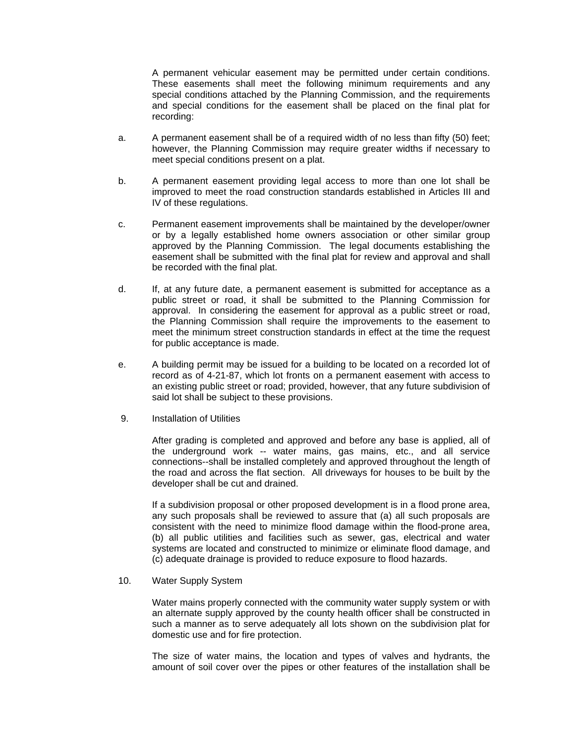A permanent vehicular easement may be permitted under certain conditions. These easements shall meet the following minimum requirements and any special conditions attached by the Planning Commission, and the requirements and special conditions for the easement shall be placed on the final plat for recording:

a. A permanent easement shall be of a required width of no less than fifty (50) feet; however, the Planning Commission may require greater widths if necessary to meet special conditions present on a plat.

b. A permanent easement providing legal access to more than one lot shall be improved to meet the road construction standards established in Articles III and IV of these regulations.

c. Permanent easement improvements shall be maintained by the developer/owner or by a legally established home owners association or other similar group approved by the Planning Commission. The legal documents establishing the easement shall be submitted with the final plat for review and approval and shall be recorded with the final plat.

d. If, at any future date, a permanent easement is submitted for acceptance as a public street or road, it shall be submitted to the Planning Commission for approval. In considering the easement for approval as a public street or road, the Planning Commission shall require the improvements to the easement to meet the minimum street construction standards in effect at the time the request for public acceptance is made.

e. A building permit may be issued for a building to be located on a recorded lot of record as of 4-21-87, which lot fronts on a permanent easement with access to an existing public street or road; provided, however, that any future subdivision of said lot shall be subject to these provisions.

9. Installation of Utilities

After grading is completed and approved and before any base is applied, all of the underground work -- water mains, gas mains, etc., and all service connections--shall be installed completely and approved throughout the length of the road and across the flat section. All driveways for houses to be built by the developer shall be cut and drained.

If a subdivision proposal or other proposed development is in a flood prone area, any such proposals shall be reviewed to assure that (a) all such proposals are consistent with the need to minimize flood damage within the flood-prone area, (b) all public utilities and facilities such as sewer, gas, electrical and water systems are located and constructed to minimize or eliminate flood damage, and (c) adequate drainage is provided to reduce exposure to flood hazards.

10. Water Supply System

Water mains properly connected with the community water supply system or with an alternate supply approved by the county health officer shall be constructed in such a manner as to serve adequately all lots shown on the subdivision plat for domestic use and for fire protection.

The size of water mains, the location and types of valves and hydrants, the amount of soil cover over the pipes or other features of the installation shall be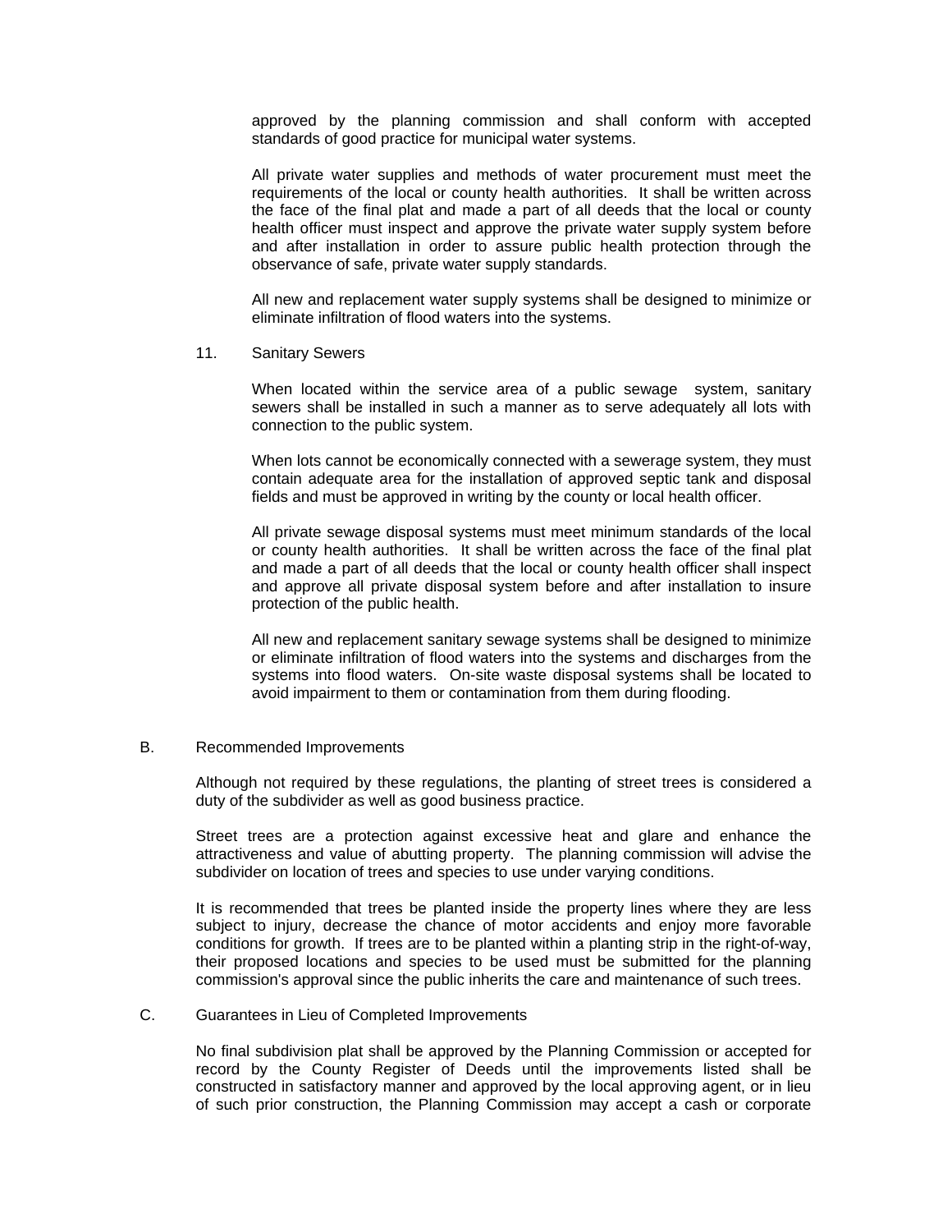approved by the planning commission and shall conform with accepted standards of good practice for municipal water systems.

All private water supplies and methods of water procurement must meet the requirements of the local or county health authorities. It shall be written across the face of the final plat and made a part of all deeds that the local or county health officer must inspect and approve the private water supply system before and after installation in order to assure public health protection through the observance of safe, private water supply standards.

All new and replacement water supply systems shall be designed to minimize or eliminate infiltration of flood waters into the systems.

11. Sanitary Sewers

When located within the service area of a public sewage system, sanitary sewers shall be installed in such a manner as to serve adequately all lots with connection to the public system.

When lots cannot be economically connected with a sewerage system, they must contain adequate area for the installation of approved septic tank and disposal fields and must be approved in writing by the county or local health officer.

All private sewage disposal systems must meet minimum standards of the local or county health authorities. It shall be written across the face of the final plat and made a part of all deeds that the local or county health officer shall inspect and approve all private disposal system before and after installation to insure protection of the public health.

All new and replacement sanitary sewage systems shall be designed to minimize or eliminate infiltration of flood waters into the systems and discharges from the systems into flood waters. On-site waste disposal systems shall be located to avoid impairment to them or contamination from them during flooding.

B. Recommended Improvements

Although not required by these regulations, the planting of street trees is considered a duty of the subdivider as well as good business practice.

Street trees are a protection against excessive heat and glare and enhance the attractiveness and value of abutting property. The planning commission will advise the subdivider on location of trees and species to use under varying conditions.

It is recommended that trees be planted inside the property lines where they are less subject to injury, decrease the chance of motor accidents and enjoy more favorable conditions for growth. If trees are to be planted within a planting strip in the right-of-way, their proposed locations and species to be used must be submitted for the planning commission's approval since the public inherits the care and maintenance of such trees.

C. Guarantees in Lieu of Completed Improvements

No final subdivision plat shall be approved by the Planning Commission or accepted for record by the County Register of Deeds until the improvements listed shall be constructed in satisfactory manner and approved by the local approving agent, or in lieu of such prior construction, the Planning Commission may accept a cash or corporate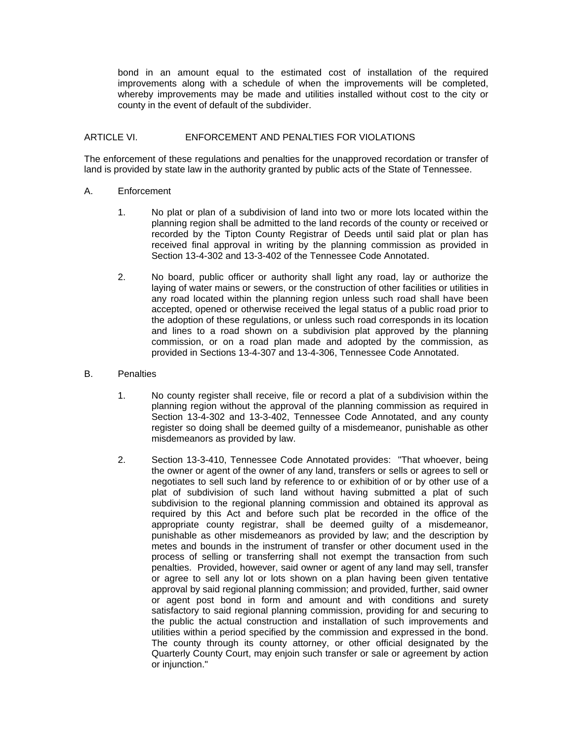bond in an amount equal to the estimated cost of installation of the required improvements along with a schedule of when the improvements will be completed, whereby improvements may be made and utilities installed without cost to the city or county in the event of default of the subdivider.

## ARTICLE VI. ENFORCEMENT AND PENALTIES FOR VIOLATIONS

The enforcement of these regulations and penalties for the unapproved recordation or transfer of land is provided by state law in the authority granted by public acts of the State of Tennessee.

A. Enforcement

1. No plat or plan of a subdivision of land into two or more lots located within the planning region shall be admitted to the land records of the county or received or recorded by the Tipton County Registrar of Deeds until said plat or plan has received final approval in writing by the planning commission as provided in Section 13-4-302 and 13-3-402 of the Tennessee Code Annotated.

2. No board, public officer or authority shall light any road, lay or authorize the laying of water mains or sewers, or the construction of other facilities or utilities in any road located within the planning region unless such road shall have been accepted, opened or otherwise received the legal status of a public road prior to the adoption of these regulations, or unless such road corresponds in its location and lines to a road shown on a subdivision plat approved by the planning commission, or on a road plan made and adopted by the commission, as provided in Sections 13-4-307 and 13-4-306, Tennessee Code Annotated.

B. Penalties

1. No county register shall receive, file or record a plat of a subdivision within the planning region without the approval of the planning commission as required in Section 13-4-302 and 13-3-402, Tennessee Code Annotated, and any county register so doing shall be deemed guilty of a misdemeanor, punishable as other misdemeanors as provided by law.

2. Section 13-3-410, Tennessee Code Annotated provides: "That whoever, being the owner or agent of the owner of any land, transfers or sells or agrees to sell or negotiates to sell such land by reference to or exhibition of or by other use of a plat of subdivision of such land without having submitted a plat of such subdivision to the regional planning commission and obtained its approval as required by this Act and before such plat be recorded in the office of the appropriate county registrar, shall be deemed guilty of a misdemeanor, punishable as other misdemeanors as provided by law; and the description by metes and bounds in the instrument of transfer or other document used in the process of selling or transferring shall not exempt the transaction from such penalties. Provided, however, said owner or agent of any land may sell, transfer or agree to sell any lot or lots shown on a plan having been given tentative approval by said regional planning commission; and provided, further, said owner or agent post bond in form and amount and with conditions and surety satisfactory to said regional planning commission, providing for and securing to the public the actual construction and installation of such improvements and utilities within a period specified by the commission and expressed in the bond. The county through its county attorney, or other official designated by the Quarterly County Court, may enjoin such transfer or sale or agreement by action or injunction."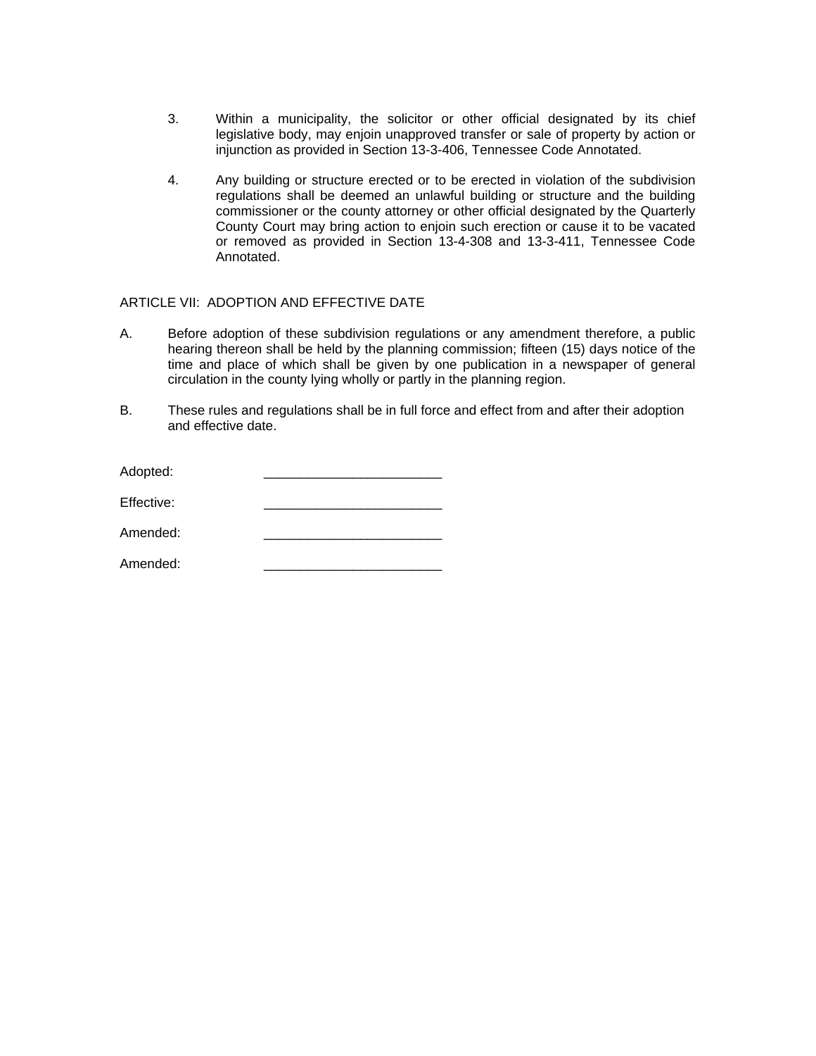3. Within a municipality, the solicitor or other official designated by its chief legislative body, may enjoin unapproved transfer or sale of property by action or injunction as provided in Section 13-3-406, Tennessee Code Annotated.

4. Any building or structure erected or to be erected in violation of the subdivision regulations shall be deemed an unlawful building or structure and the building commissioner or the county attorney or other official designated by the Quarterly County Court may bring action to enjoin such erection or cause it to be vacated or removed as provided in Section 13-4-308 and 13-3-411, Tennessee Code Annotated.

## ARTICLE VII: ADOPTION AND EFFECTIVE DATE

A. Before adoption of these subdivision regulations or any amendment therefore, a public hearing thereon shall be held by the planning commission; fifteen (15) days notice of the time and place of which shall be given by one publication in a newspaper of general circulation in the county lying wholly or partly in the planning region.

B. These rules and regulations shall be in full force and effect from and after their adoption and effective date.

Adopted: ________________________

Effective: ________________________

Amended: ________________________

Amended: ________________________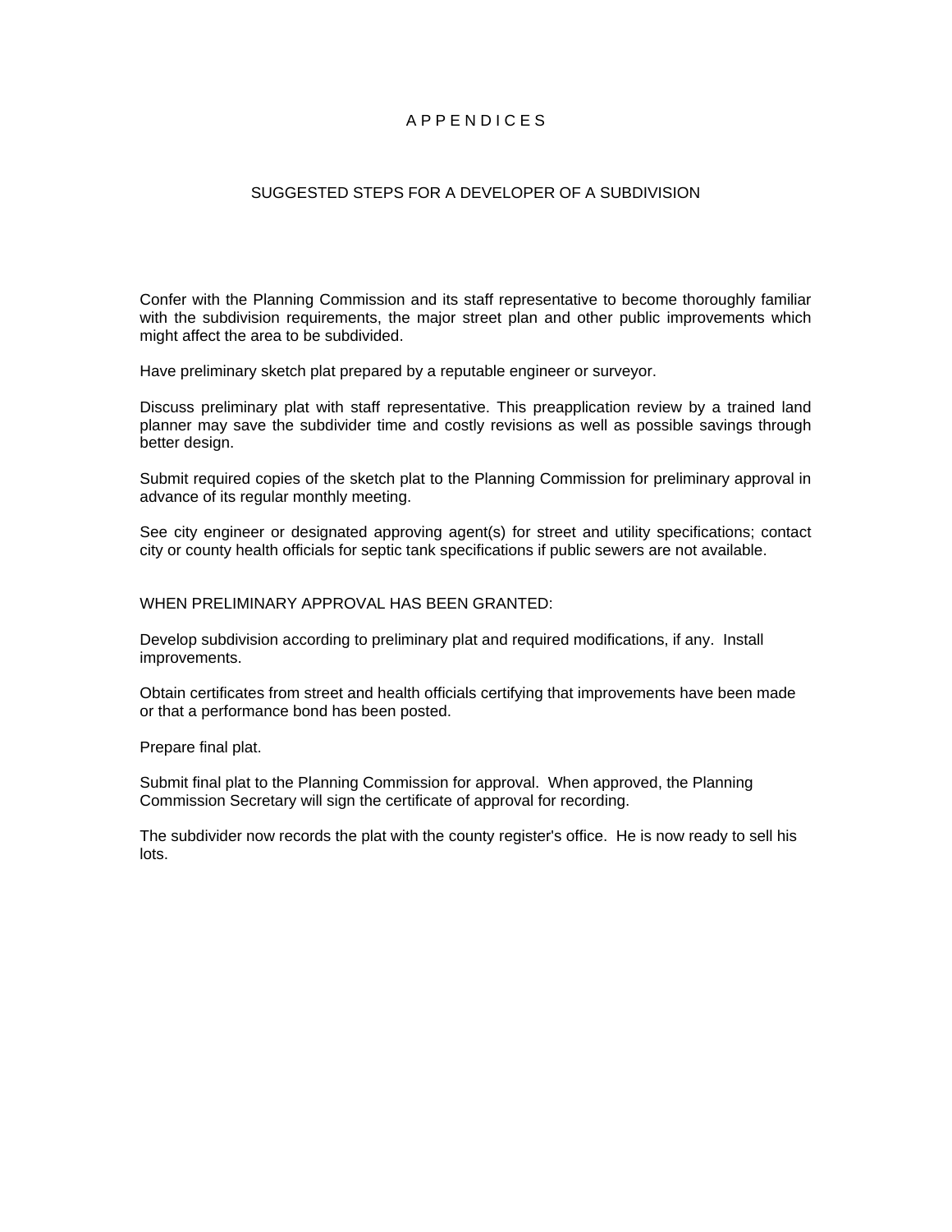# A P P E N D I C E S

## SUGGESTED STEPS FOR A DEVELOPER OF A SUBDIVISION

Confer with the Planning Commission and its staff representative to become thoroughly familiar with the subdivision requirements, the major street plan and other public improvements which might affect the area to be subdivided.

Have preliminary sketch plat prepared by a reputable engineer or surveyor.

Discuss preliminary plat with staff representative. This preapplication review by a trained land planner may save the subdivider time and costly revisions as well as possible savings through better design.

Submit required copies of the sketch plat to the Planning Commission for preliminary approval in advance of its regular monthly meeting.

See city engineer or designated approving agent(s) for street and utility specifications; contact city or county health officials for septic tank specifications if public sewers are not available.

WHEN PRELIMINARY APPROVAL HAS BEEN GRANTED:

Develop subdivision according to preliminary plat and required modifications, if any. Install improvements.

Obtain certificates from street and health officials certifying that improvements have been made or that a performance bond has been posted.

Prepare final plat.

Submit final plat to the Planning Commission for approval. When approved, the Planning Commission Secretary will sign the certificate of approval for recording.

The subdivider now records the plat with the county register's office. He is now ready to sell his lots.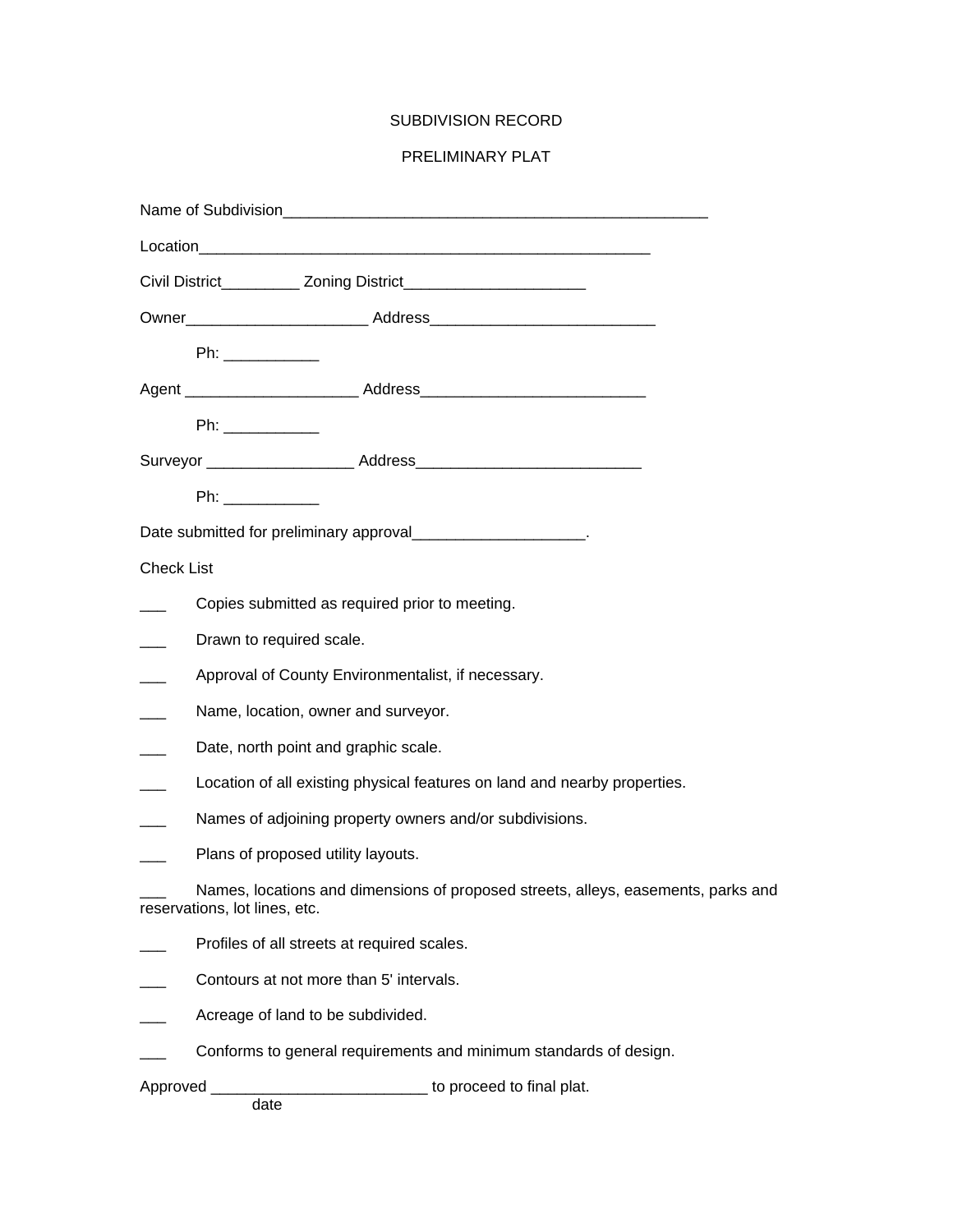SUBDIVISION RECORD

PRELIMINARY PLAT

Name of Subdivision___________________________________________________

Location_____________________________________________________

Civil District_________ Zoning District_____________________

Owner_____________________ Address__________________________

Ph: ___________

Agent ____________________ Address__________________________

Ph: ___________

Surveyor _________________ Address__________________________

Ph: ___________

Date submitted for preliminary approval____________________.

Check List

___ Copies submitted as required prior to meeting.

___ Drawn to required scale.

___ Approval of County Environmentalist, if necessary.

___ Name, location, owner and surveyor.

___ Date, north point and graphic scale.

___ Location of all existing physical features on land and nearby properties.

___ Names of adjoining property owners and/or subdivisions.

___ Plans of proposed utility layouts.

___ Names, locations and dimensions of proposed streets, alleys, easements, parks and reservations, lot lines, etc.

___ Profiles of all streets at required scales.

___ Contours at not more than 5' intervals.

___ Acreage of land to be subdivided.

___ Conforms to general requirements and minimum standards of design.

Approved _________________________ to proceed to final plat.
date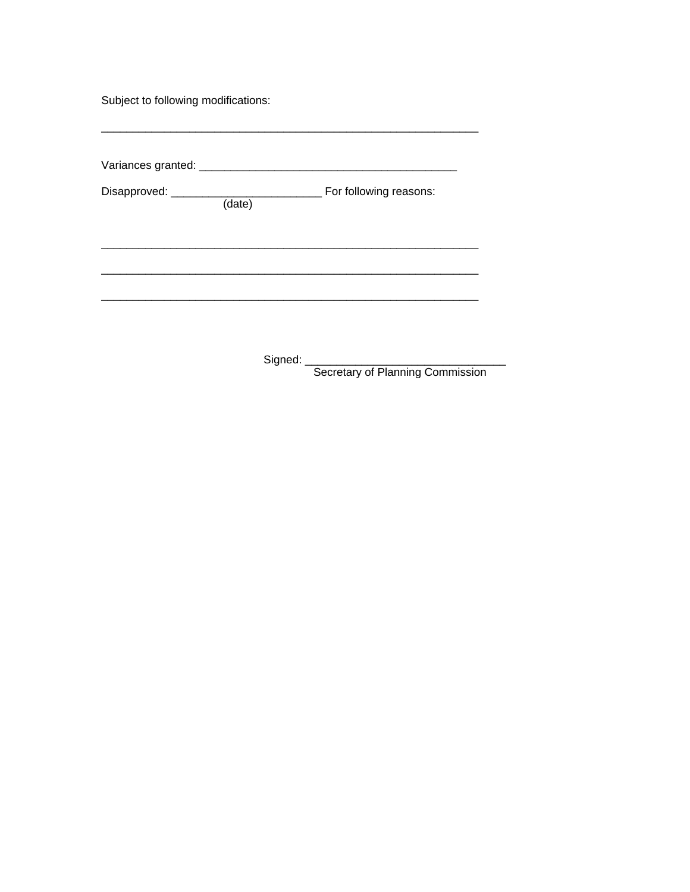Subject to following modifications:

_______________________________________________________________

Variances granted: ___________________________________________

Disapproved: _________________________ For following reasons:
(date)

_______________________________________________________________

_______________________________________________________________

_______________________________________________________________

Signed: _________________________________
Secretary of Planning Commission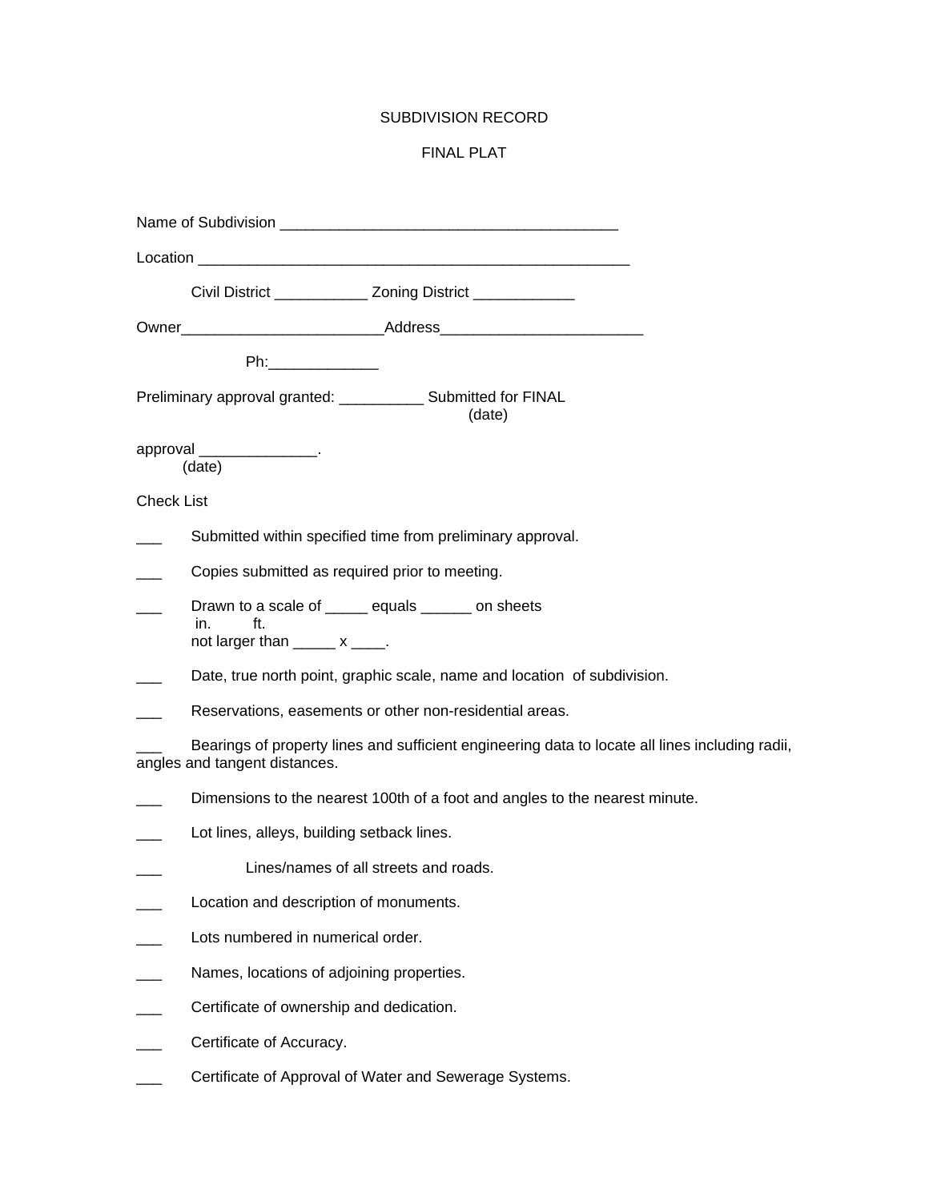SUBDIVISION RECORD

FINAL PLAT

Name of Subdivision ________________________________________

Location ____________________________________________________

Civil District ___________ Zoning District ____________

Owner________________________Address________________________

Ph:_____________

Preliminary approval granted: __________ Submitted for FINAL
(date)

approval ______________.
(date)

Check List

___ Submitted within specified time from preliminary approval.

___ Copies submitted as required prior to meeting.

___ Drawn to a scale of _____ equals ______ on sheets
in. ft.
not larger than _____ x ____.

___ Date, true north point, graphic scale, name and location of subdivision.

___ Reservations, easements or other non-residential areas.

___ Bearings of property lines and sufficient engineering data to locate all lines including radii, angles and tangent distances.

___ Dimensions to the nearest 100th of a foot and angles to the nearest minute.

___ Lot lines, alleys, building setback lines.

___ Lines/names of all streets and roads.

___ Location and description of monuments.

___ Lots numbered in numerical order.

___ Names, locations of adjoining properties.

___ Certificate of ownership and dedication.

___ Certificate of Accuracy.

___ Certificate of Approval of Water and Sewerage Systems.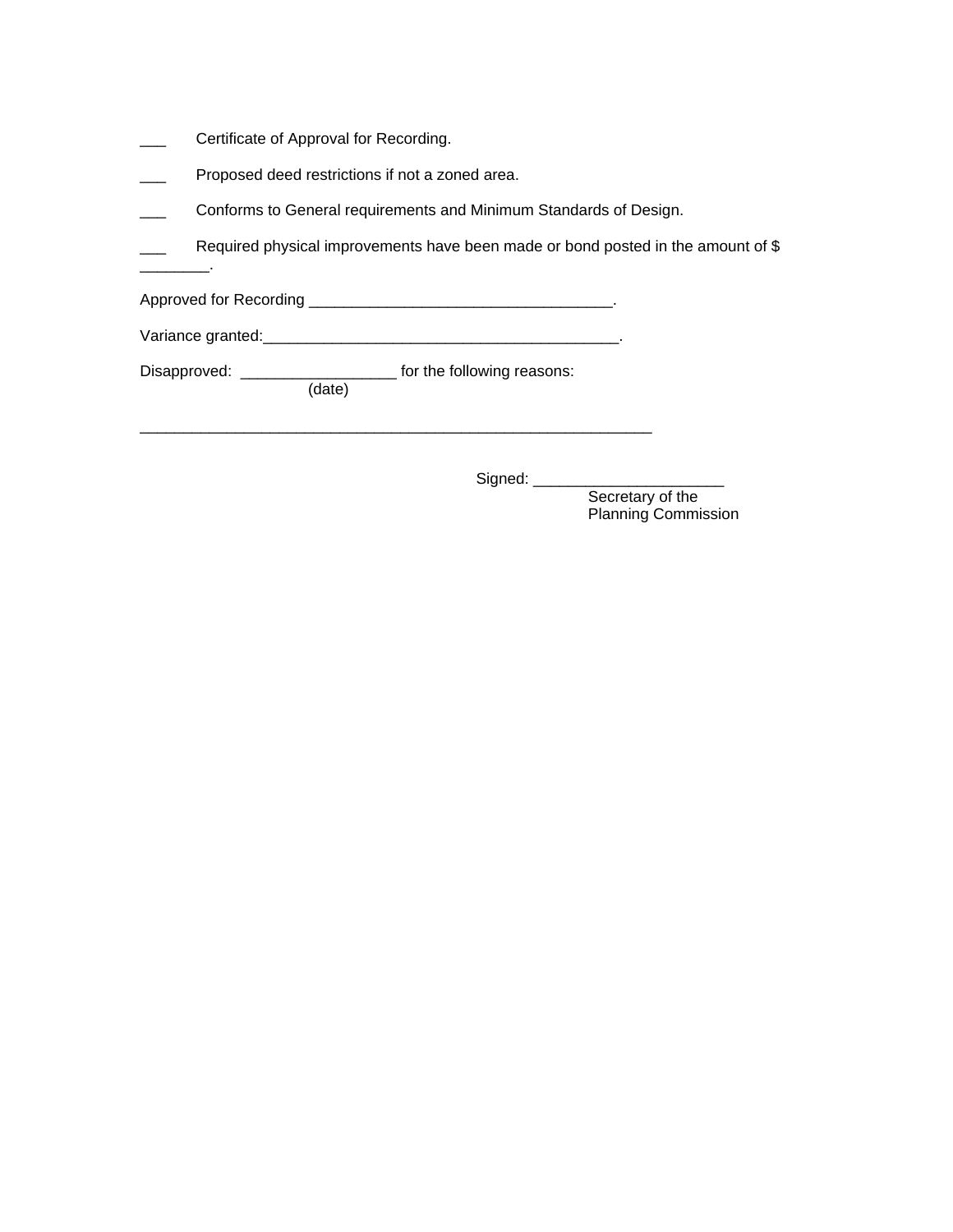___ Certificate of Approval for Recording.

___ Proposed deed restrictions if not a zoned area.

___ Conforms to General requirements and Minimum Standards of Design.

___ Required physical improvements have been made or bond posted in the amount of $ ________.

Approved for Recording ___________________________________.

Variance granted:_________________________________________.

Disapproved: __________________ for the following reasons:
(date)

____________________________________________________________

Signed: ______________________
Secretary of the
Planning Commission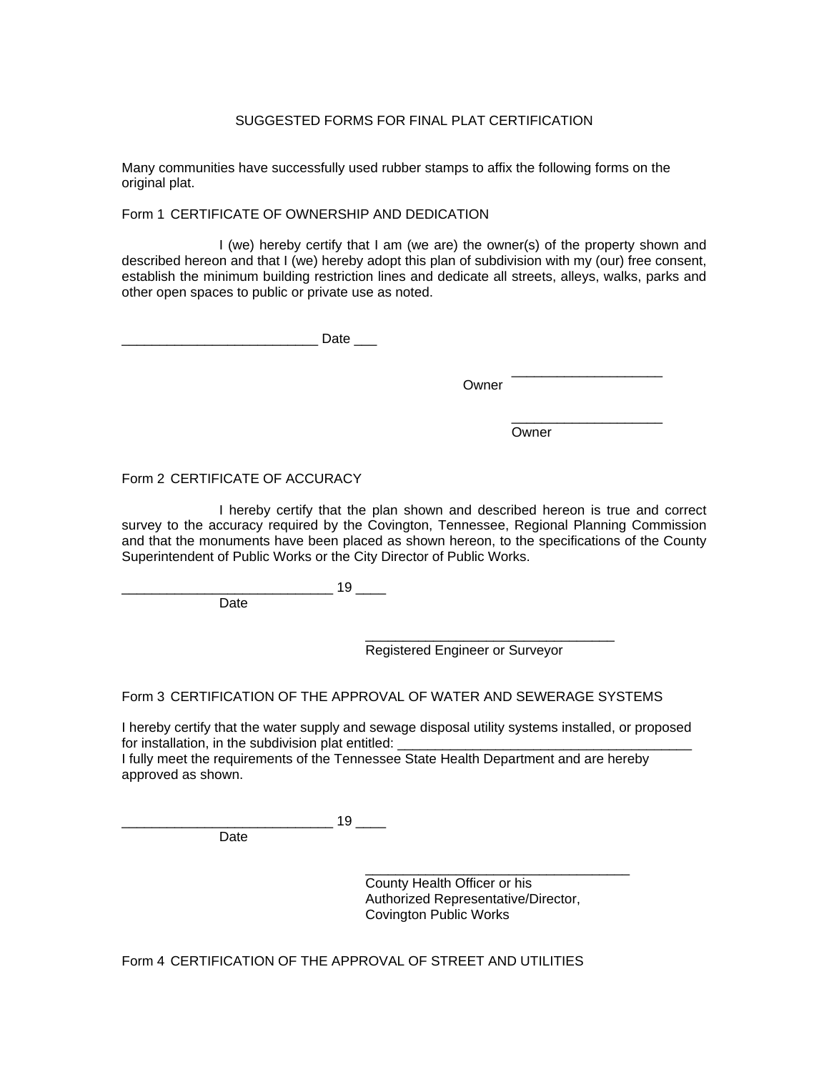SUGGESTED FORMS FOR FINAL PLAT CERTIFICATION

Many communities have successfully used rubber stamps to affix the following forms on the original plat.

Form 1 CERTIFICATE OF OWNERSHIP AND DEDICATION

I (we) hereby certify that I am (we are) the owner(s) of the property shown and described hereon and that I (we) hereby adopt this plan of subdivision with my (our) free consent, establish the minimum building restriction lines and dedicate all streets, alleys, walks, parks and other open spaces to public or private use as noted.

__________________________ Date ___

Owner ____________________

____________________
Owner

Form 2 CERTIFICATE OF ACCURACY

I hereby certify that the plan shown and described hereon is true and correct survey to the accuracy required by the Covington, Tennessee, Regional Planning Commission and that the monuments have been placed as shown hereon, to the specifications of the County Superintendent of Public Works or the City Director of Public Works.

____________________________ 19 ____
Date

_________________________________
Registered Engineer or Surveyor

Form 3 CERTIFICATION OF THE APPROVAL OF WATER AND SEWERAGE SYSTEMS

I hereby certify that the water supply and sewage disposal utility systems installed, or proposed for installation, in the subdivision plat entitled: ________________________________________
I fully meet the requirements of the Tennessee State Health Department and are hereby approved as shown.

____________________________ 19 ____
Date

___________________________________
County Health Officer or his
Authorized Representative/Director,
Covington Public Works

Form 4 CERTIFICATION OF THE APPROVAL OF STREET AND UTILITIES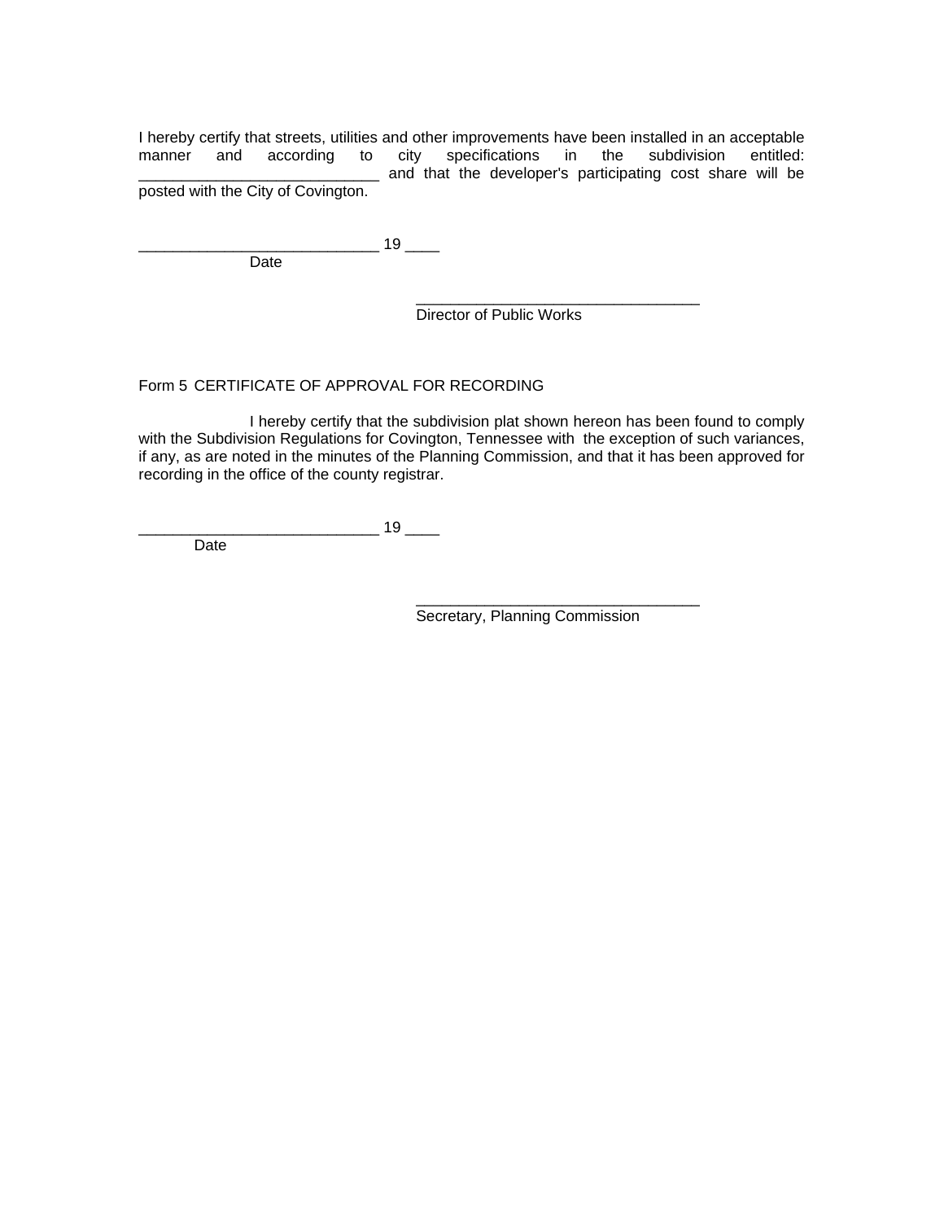I hereby certify that streets, utilities and other improvements have been installed in an acceptable manner and according to city specifications in the subdivision entitled: ____________________________ and that the developer's participating cost share will be posted with the City of Covington.

____________________________ 19 ____
Date

__________________________________
Director of Public Works

Form 5 CERTIFICATE OF APPROVAL FOR RECORDING

I hereby certify that the subdivision plat shown hereon has been found to comply with the Subdivision Regulations for Covington, Tennessee with the exception of such variances, if any, as are noted in the minutes of the Planning Commission, and that it has been approved for recording in the office of the county registrar.

____________________________ 19 ____
Date

__________________________________
Secretary, Planning Commission